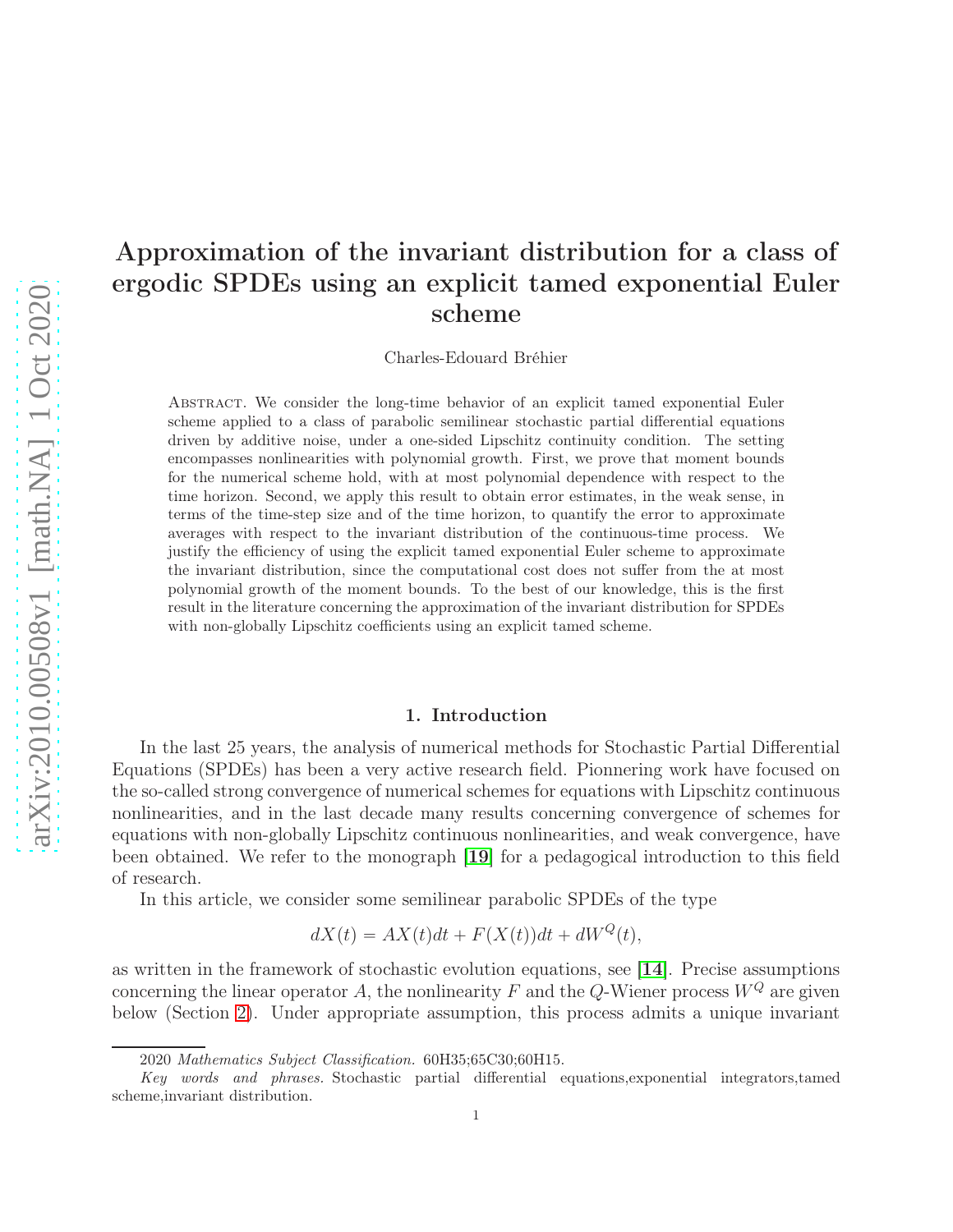# Approximation of the invariant distribution for a class of ergodic SPDEs using an explicit tamed exponential Euler scheme

Charles-Edouard Bréhier

Abstract. We consider the long-time behavior of an explicit tamed exponential Euler scheme applied to a class of parabolic semilinear stochastic partial differential equations driven by additive noise, under a one-sided Lipschitz continuity condition. The setting encompasses nonlinearities with polynomial growth. First, we prove that moment bounds for the numerical scheme hold, with at most polynomial dependence with respect to the time horizon. Second, we apply this result to obtain error estimates, in the weak sense, in terms of the time-step size and of the time horizon, to quantify the error to approximate averages with respect to the invariant distribution of the continuous-time process. We justify the efficiency of using the explicit tamed exponential Euler scheme to approximate the invariant distribution, since the computational cost does not suffer from the at most polynomial growth of the moment bounds. To the best of our knowledge, this is the first result in the literature concerning the approximation of the invariant distribution for SPDEs with non-globally Lipschitz coefficients using an explicit tamed scheme.

## 1. Introduction

In the last 25 years, the analysis of numerical methods for Stochastic Partial Differential Equations (SPDEs) has been a very active research field. Pionnering work have focused on the so-called strong convergence of numerical schemes for equations with Lipschitz continuous nonlinearities, and in the last decade many results concerning convergence of schemes for equations with non-globally Lipschitz continuous nonlinearities, and weak convergence, have been obtained. We refer to the monograph [19] for a pedagogical introduction to this field of research.

In this article, we consider some semilinear parabolic SPDEs of the type

$$dX(t) = AX(t)dt + F(X(t))dt + dW^Q(t),$$

as written in the framework of stochastic evolution equations, see [14]. Precise assumptions concerning the linear operator $A$, the nonlinearity $F$ and the $Q$-Wiener process $W^Q$ are given below (Section 2). Under appropriate assumption, this process admits a unique invariant

2020 *Mathematics Subject Classification.* 60H35;65C30;60H15.

*Key words and phrases.* Stochastic partial differential equations,exponential integrators,tamed scheme,invariant distribution.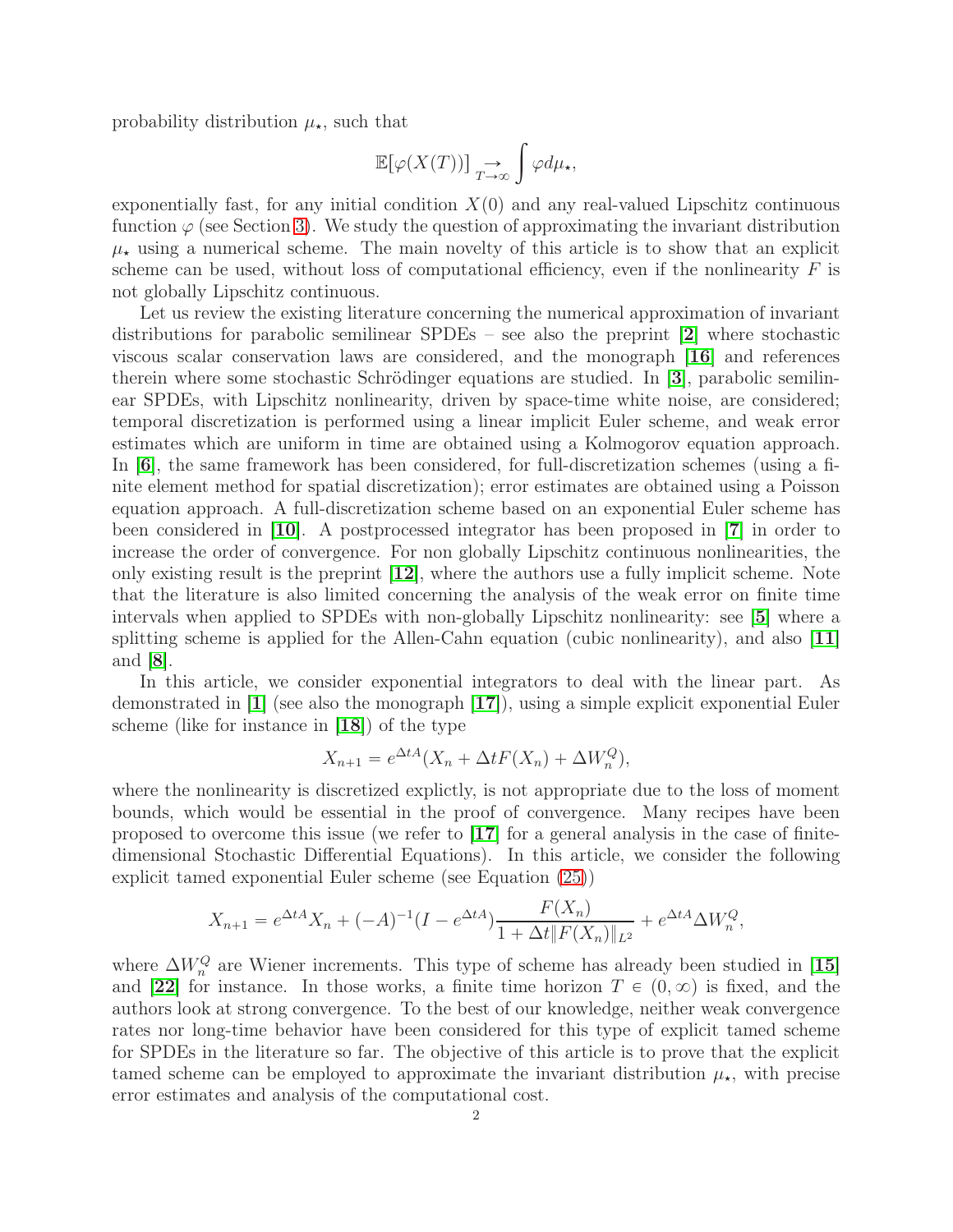probability distribution $\mu_\star$, such that

$$\mathbb{E}[\varphi(X(T))] \underset{T\to\infty}{\to} \int \varphi d\mu_\star,$$

exponentially fast, for any initial condition $X(0)$ and any real-valued Lipschitz continuous function $\varphi$ (see Section 3). We study the question of approximating the invariant distribution $\mu_\star$ using a numerical scheme. The main novelty of this article is to show that an explicit scheme can be used, without loss of computational efficiency, even if the nonlinearity $F$ is not globally Lipschitz continuous.

Let us review the existing literature concerning the numerical approximation of invariant distributions for parabolic semilinear SPDEs – see also the preprint [2] where stochastic viscous scalar conservation laws are considered, and the monograph [16] and references therein where some stochastic Schrödinger equations are studied. In [3], parabolic semilinear SPDEs, with Lipschitz nonlinearity, driven by space-time white noise, are considered; temporal discretization is performed using a linear implicit Euler scheme, and weak error estimates which are uniform in time are obtained using a Kolmogorov equation approach. In [6], the same framework has been considered, for full-discretization schemes (using a finite element method for spatial discretization); error estimates are obtained using a Poisson equation approach. A full-discretization scheme based on an exponential Euler scheme has been considered in [10]. A postprocessed integrator has been proposed in [7] in order to increase the order of convergence. For non globally Lipschitz continuous nonlinearities, the only existing result is the preprint [12], where the authors use a fully implicit scheme. Note that the literature is also limited concerning the analysis of the weak error on finite time intervals when applied to SPDEs with non-globally Lipschitz nonlinearity: see [5] where a splitting scheme is applied for the Allen-Cahn equation (cubic nonlinearity), and also [11] and [8].

In this article, we consider exponential integrators to deal with the linear part. As demonstrated in [1] (see also the monograph [17]), using a simple explicit exponential Euler scheme (like for instance in [18]) of the type

$$X_{n+1} = e^{\Delta t A}(X_n + \Delta t F(X_n) + \Delta W_n^Q),$$

where the nonlinearity is discretized explictly, is not appropriate due to the loss of moment bounds, which would be essential in the proof of convergence. Many recipes have been proposed to overcome this issue (we refer to [17] for a general analysis in the case of finite-dimensional Stochastic Differential Equations). In this article, we consider the following explicit tamed exponential Euler scheme (see Equation (25))

$$X_{n+1} = e^{\Delta t A} X_n + (-A)^{-1}(I - e^{\Delta t A}) \frac{F(X_n)}{1 + \Delta t \|F(X_n)\|_{L^2}} + e^{\Delta t A} \Delta W_n^Q,$$

where $\Delta W_n^Q$ are Wiener increments. This type of scheme has already been studied in [15] and [22] for instance. In those works, a finite time horizon $T \in (0, \infty)$ is fixed, and the authors look at strong convergence. To the best of our knowledge, neither weak convergence rates nor long-time behavior have been considered for this type of explicit tamed scheme for SPDEs in the literature so far. The objective of this article is to prove that the explicit tamed scheme can be employed to approximate the invariant distribution $\mu_\star$, with precise error estimates and analysis of the computational cost.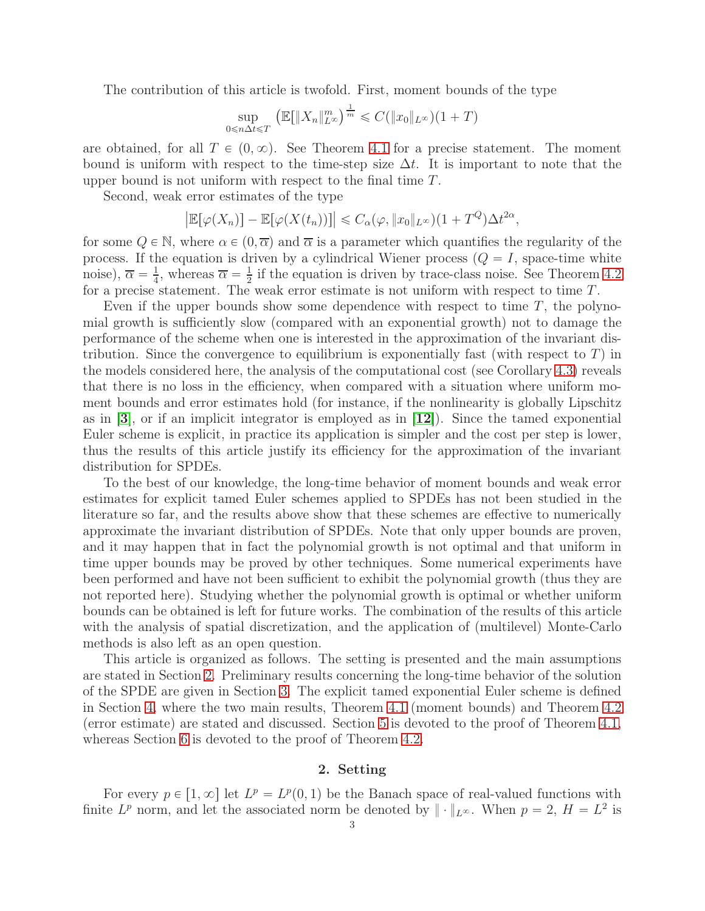The contribution of this article is twofold. First, moment bounds of the type

$$\sup_{0\leqslant n\Delta t\leqslant T} \left(\mathbb{E}[\|X_n\|_{L^\infty}^m\right)^{\frac{1}{m}} \leqslant C(\|x_0\|_{L^\infty})(1+T)$$

are obtained, for all $T \in (0,\infty)$. See Theorem 4.1 for a precise statement. The moment bound is uniform with respect to the time-step size $\Delta t$. It is important to note that the upper bound is not uniform with respect to the final time $T$.

Second, weak error estimates of the type

$$\left|\mathbb{E}[\varphi(X_n)] - \mathbb{E}[\varphi(X(t_n))]\right| \leqslant C_\alpha(\varphi, \|x_0\|_{L^\infty})(1+T^Q)\Delta t^{2\alpha},$$

for some $Q \in \mathbb{N}$, where $\alpha \in (0,\overline{\alpha})$ and $\overline{\alpha}$ is a parameter which quantifies the regularity of the process. If the equation is driven by a cylindrical Wiener process ($Q = I$, space-time white noise), $\overline{\alpha} = \frac{1}{4}$, whereas $\overline{\alpha} = \frac{1}{2}$ if the equation is driven by trace-class noise. See Theorem 4.2 for a precise statement. The weak error estimate is not uniform with respect to time $T$.

Even if the upper bounds show some dependence with respect to time $T$, the polynomial growth is sufficiently slow (compared with an exponential growth) not to damage the performance of the scheme when one is interested in the approximation of the invariant distribution. Since the convergence to equilibrium is exponentially fast (with respect to $T$) in the models considered here, the analysis of the computational cost (see Corollary 4.3) reveals that there is no loss in the efficiency, when compared with a situation where uniform moment bounds and error estimates hold (for instance, if the nonlinearity is globally Lipschitz as in [**3**], or if an implicit integrator is employed as in [**12**]). Since the tamed exponential Euler scheme is explicit, in practice its application is simpler and the cost per step is lower, thus the results of this article justify its efficiency for the approximation of the invariant distribution for SPDEs.

To the best of our knowledge, the long-time behavior of moment bounds and weak error estimates for explicit tamed Euler schemes applied to SPDEs has not been studied in the literature so far, and the results above show that these schemes are effective to numerically approximate the invariant distribution of SPDEs. Note that only upper bounds are proven, and it may happen that in fact the polynomial growth is not optimal and that uniform in time upper bounds may be proved by other techniques. Some numerical experiments have been performed and have not been sufficient to exhibit the polynomial growth (thus they are not reported here). Studying whether the polynomial growth is optimal or whether uniform bounds can be obtained is left for future works. The combination of the results of this article with the analysis of spatial discretization, and the application of (multilevel) Monte-Carlo methods is also left as an open question.

This article is organized as follows. The setting is presented and the main assumptions are stated in Section 2. Preliminary results concerning the long-time behavior of the solution of the SPDE are given in Section 3. The explicit tamed exponential Euler scheme is defined in Section 4, where the two main results, Theorem 4.1 (moment bounds) and Theorem 4.2 (error estimate) are stated and discussed. Section 5 is devoted to the proof of Theorem 4.1, whereas Section 6 is devoted to the proof of Theorem 4.2.

## 2. Setting

For every $p \in [1,\infty]$ let $L^p = L^p(0,1)$ be the Banach space of real-valued functions with finite $L^p$ norm, and let the associated norm be denoted by $\|\cdot\|_{L^\infty}$. When $p = 2$, $H = L^2$ is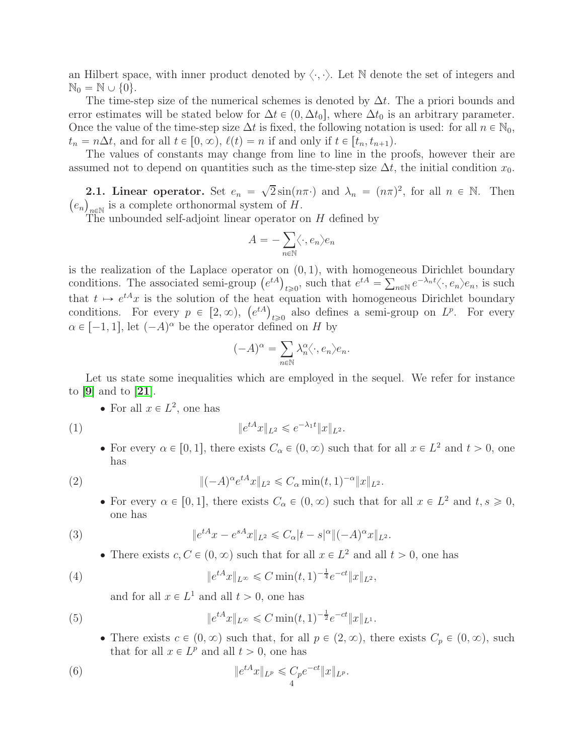an Hilbert space, with inner product denoted by $\langle\cdot,\cdot\rangle$. Let $\mathbb{N}$ denote the set of integers and $\mathbb{N}_0 = \mathbb{N} \cup \{0\}$.

The time-step size of the numerical schemes is denoted by $\Delta t$. The a priori bounds and error estimates will be stated below for $\Delta t \in (0, \Delta t_0]$, where $\Delta t_0$ is an arbitrary parameter. Once the value of the time-step size $\Delta t$ is fixed, the following notation is used: for all $n \in \mathbb{N}_0$, $t_n = n\Delta t$, and for all $t \in [0, \infty)$, $\ell(t) = n$ if and only if $t \in [t_n, t_{n+1})$.

The values of constants may change from line to line in the proofs, however their are assumed not to depend on quantities such as the time-step size $\Delta t$, the initial condition $x_0$.

**2.1. Linear operator.** Set $e_n = \sqrt{2}\sin(n\pi\cdot)$ and $\lambda_n = (n\pi)^2$, for all $n \in \mathbb{N}$. Then $\left(e_n\right)_{n\in\mathbb{N}}$ is a complete orthonormal system of $H$.

The unbounded self-adjoint linear operator on $H$ defined by

$$A = -\sum_{n\in\mathbb{N}}\langle\cdot, e_n\rangle e_n$$

is the realization of the Laplace operator on $(0, 1)$, with homogeneous Dirichlet boundary conditions. The associated semi-group $\left(e^{tA}\right)_{t\geqslant 0}$, such that $e^{tA} = \sum_{n\in\mathbb{N}} e^{-\lambda_n t}\langle\cdot, e_n\rangle e_n$, is such that $t \mapsto e^{tA}x$ is the solution of the heat equation with homogeneous Dirichlet boundary conditions. For every $p \in [2, \infty)$, $\left(e^{tA}\right)_{t\geqslant 0}$ also defines a semi-group on $L^p$. For every $\alpha \in [-1, 1]$, let $(-A)^\alpha$ be the operator defined on $H$ by

$$(-A)^\alpha = \sum_{n\in\mathbb{N}} \lambda_n^\alpha \langle\cdot, e_n\rangle e_n.$$

Let us state some inequalities which are employed in the sequel. We refer for instance to [9] and to [21].

- For all $x \in L^2$, one has

$$\|e^{tA}x\|_{L^2} \leqslant e^{-\lambda_1 t}\|x\|_{L^2}. \tag{1}$$

- For every $\alpha \in [0, 1]$, there exists $C_\alpha \in (0, \infty)$ such that for all $x \in L^2$ and $t > 0$, one has

$$\|(-A)^\alpha e^{tA}x\|_{L^2} \leqslant C_\alpha \min(t, 1)^{-\alpha}\|x\|_{L^2}. \tag{2}$$

- For every $\alpha \in [0, 1]$, there exists $C_\alpha \in (0, \infty)$ such that for all $x \in L^2$ and $t, s \geqslant 0$, one has

$$\|e^{tA}x - e^{sA}x\|_{L^2} \leqslant C_\alpha |t - s|^\alpha \|(-A)^\alpha x\|_{L^2}. \tag{3}$$

- There exists $c, C \in (0, \infty)$ such that for all $x \in L^2$ and all $t > 0$, one has

$$\|e^{tA}x\|_{L^\infty} \leqslant C \min(t, 1)^{-\frac{1}{4}} e^{-ct}\|x\|_{L^2}, \tag{4}$$

  and for all $x \in L^1$ and all $t > 0$, one has

$$\|e^{tA}x\|_{L^\infty} \leqslant C \min(t, 1)^{-\frac{1}{2}} e^{-ct}\|x\|_{L^1}. \tag{5}$$

- There exists $c \in (0, \infty)$ such that, for all $p \in (2, \infty)$, there exists $C_p \in (0, \infty)$, such that for all $x \in L^p$ and all $t > 0$, one has

$$\|e^{tA}x\|_{L^p} \leqslant C_p e^{-ct}\|x\|_{L^p}. \tag{6}$$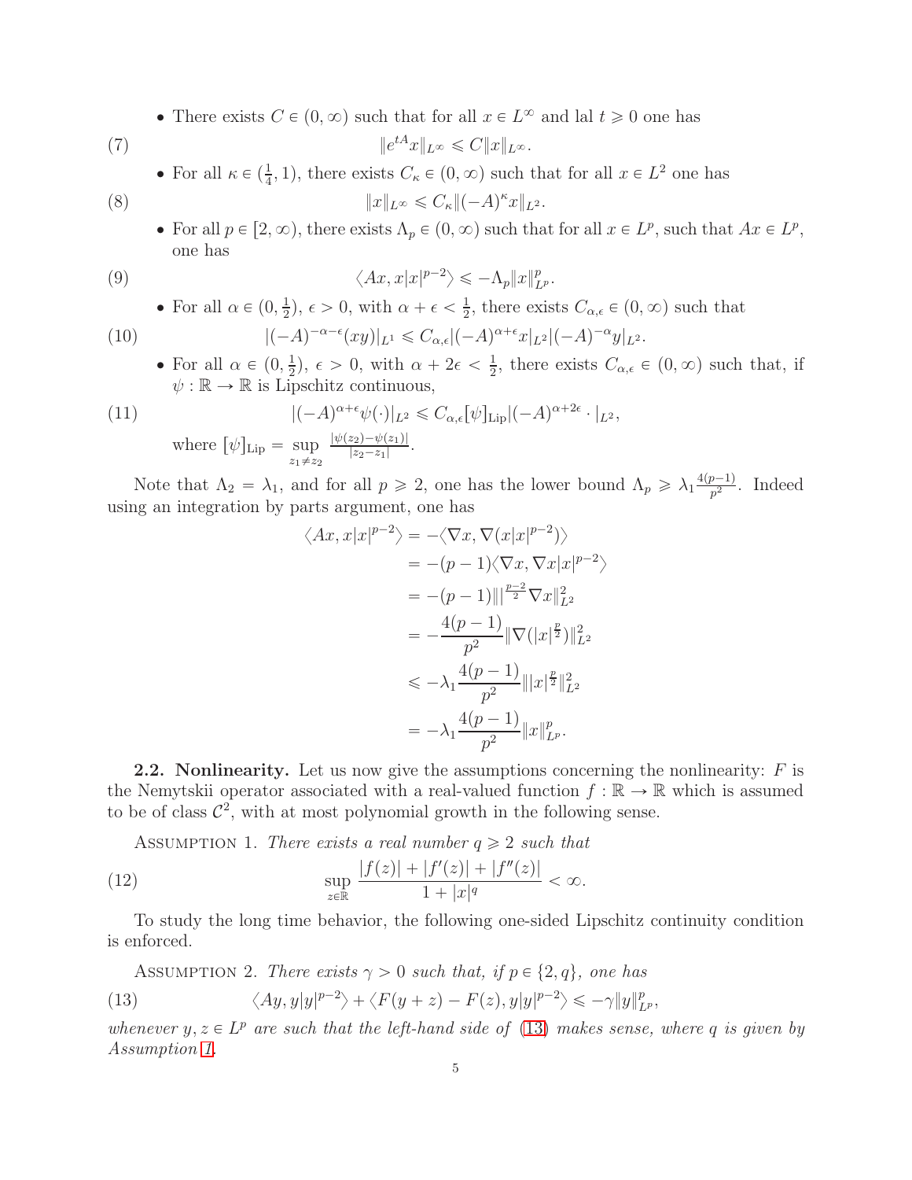- There exists $C \in (0, \infty)$ such that for all $x \in L^\infty$ and lal $t \geqslant 0$ one has

$$\|e^{tA}x\|_{L^\infty} \leqslant C\|x\|_{L^\infty}. \tag{7}$$

- For all $\kappa \in (\frac{1}{4}, 1)$, there exists $C_\kappa \in (0, \infty)$ such that for all $x \in L^2$ one has

$$\|x\|_{L^\infty} \leqslant C_\kappa \|(-A)^\kappa x\|_{L^2}. \tag{8}$$

- For all $p \in [2, \infty)$, there exists $\Lambda_p \in (0, \infty)$ such that for all $x \in L^p$, such that $Ax \in L^p$, one has

$$\langle Ax, x|x|^{p-2}\rangle \leqslant -\Lambda_p \|x\|_{L^p}^p. \tag{9}$$

- For all $\alpha \in (0, \frac{1}{2})$, $\epsilon > 0$, with $\alpha + \epsilon < \frac{1}{2}$, there exists $C_{\alpha,\epsilon} \in (0, \infty)$ such that

$$|(-A)^{-\alpha-\epsilon}(xy)|_{L^1} \leqslant C_{\alpha,\epsilon}|(-A)^{\alpha+\epsilon}x|_{L^2}|(-A)^{-\alpha}y|_{L^2}. \tag{10}$$

- For all $\alpha \in (0, \frac{1}{2})$, $\epsilon > 0$, with $\alpha + 2\epsilon < \frac{1}{2}$, there exists $C_{\alpha,\epsilon} \in (0, \infty)$ such that, if $\psi : \mathbb{R} \to \mathbb{R}$ is Lipschitz continuous,

$$|(-A)^{\alpha+\epsilon}\psi(\cdot)|_{L^2} \leqslant C_{\alpha,\epsilon}[\psi]_{\mathrm{Lip}}|(-A)^{\alpha+2\epsilon}\cdot|_{L^2}, \tag{11}$$

where $[\psi]_{\mathrm{Lip}} = \sup_{z_1 \neq z_2} \frac{|\psi(z_2)-\psi(z_1)|}{|z_2-z_1|}$.

Note that $\Lambda_2 = \lambda_1$, and for all $p \geqslant 2$, one has the lower bound $\Lambda_p \geqslant \lambda_1 \frac{4(p-1)}{p^2}$. Indeed using an integration by parts argument, one has

$$\begin{aligned}
\langle Ax, x|x|^{p-2}\rangle &= -\langle \nabla x, \nabla(x|x|^{p-2})\rangle \\
&= -(p-1)\langle \nabla x, \nabla x|x|^{p-2}\rangle \\
&= -(p-1)\||\,|^{\frac{p-2}{2}}\nabla x\|_{L^2}^2 \\
&= -\frac{4(p-1)}{p^2}\|\nabla(|x|^{\frac{p}{2}})\|_{L^2}^2 \\
&\leqslant -\lambda_1\frac{4(p-1)}{p^2}\||x|^{\frac{p}{2}}\|_{L^2}^2 \\
&= -\lambda_1\frac{4(p-1)}{p^2}\|x\|_{L^p}^p.
\end{aligned}$$

**2.2. Nonlinearity.** Let us now give the assumptions concerning the nonlinearity: $F$ is the Nemytskii operator associated with a real-valued function $f : \mathbb{R} \to \mathbb{R}$ which is assumed to be of class $\mathcal{C}^2$, with at most polynomial growth in the following sense.

Assumption 1. *There exists a real number $q \geqslant 2$ such that*

$$\sup_{z\in\mathbb{R}} \frac{|f(z)| + |f'(z)| + |f''(z)|}{1 + |x|^q} < \infty. \tag{12}$$

To study the long time behavior, the following one-sided Lipschitz continuity condition is enforced.

Assumption 2. *There exists $\gamma > 0$ such that, if $p \in \{2, q\}$, one has*

$$\langle Ay, y|y|^{p-2}\rangle + \langle F(y+z) - F(z), y|y|^{p-2}\rangle \leqslant -\gamma\|y\|_{L^p}^p, \tag{13}$$

*whenever $y, z \in L^p$ are such that the left-hand side of (13) makes sense, where $q$ is given by Assumption 1.*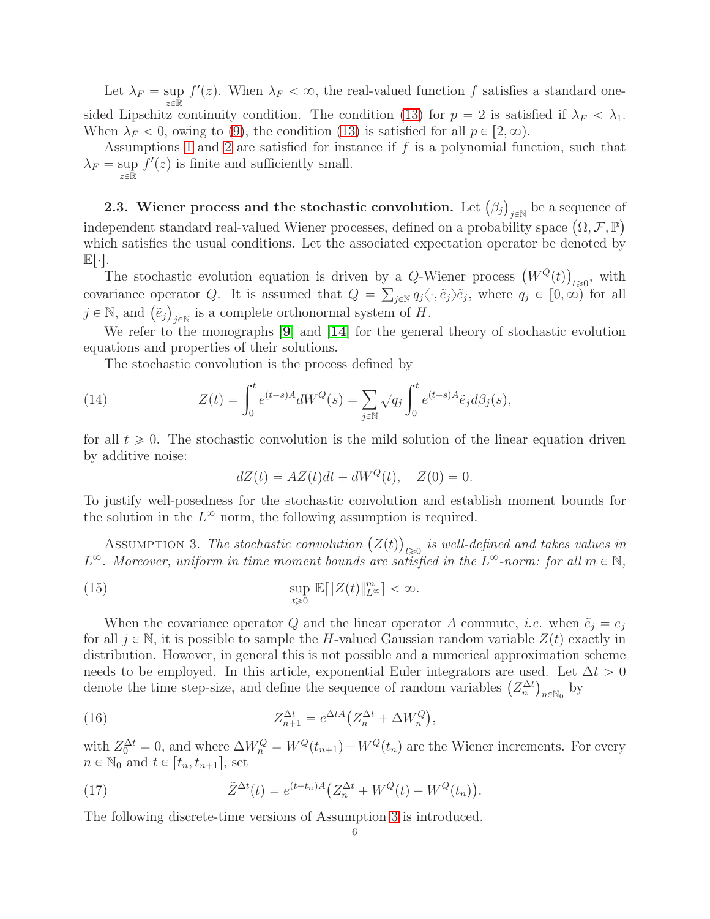Let $\lambda_F = \sup_{z \in \mathbb{R}} f'(z)$. When $\lambda_F < \infty$, the real-valued function $f$ satisfies a standard one-sided Lipschitz continuity condition. The condition (13) for $p = 2$ is satisfied if $\lambda_F < \lambda_1$. When $\lambda_F < 0$, owing to (9), the condition (13) is satisfied for all $p \in [2, \infty)$.

Assumptions 1 and 2 are satisfied for instance if $f$ is a polynomial function, such that $\lambda_F = \sup_{z \in \mathbb{R}} f'(z)$ is finite and sufficiently small.

**2.3. Wiener process and the stochastic convolution.** Let $\left(\beta_j\right)_{j \in \mathbb{N}}$ be a sequence of independent standard real-valued Wiener processes, defined on a probability space $\left(\Omega, \mathcal{F}, \mathbb{P}\right)$ which satisfies the usual conditions. Let the associated expectation operator be denoted by $\mathbb{E}[\cdot]$.

The stochastic evolution equation is driven by a $Q$-Wiener process $\left(W^Q(t)\right)_{t \geqslant 0}$, with covariance operator $Q$. It is assumed that $Q = \sum_{j \in \mathbb{N}} q_j \langle \cdot, \tilde{e}_j \rangle \tilde{e}_j$, where $q_j \in [0, \infty)$ for all $j \in \mathbb{N}$, and $\left(\tilde{e}_j\right)_{j \in \mathbb{N}}$ is a complete orthonormal system of $H$.

We refer to the monographs [9] and [14] for the general theory of stochastic evolution equations and properties of their solutions.

The stochastic convolution is the process defined by

$$Z(t) = \int_0^t e^{(t-s)A} dW^Q(s) = \sum_{j \in \mathbb{N}} \sqrt{q_j} \int_0^t e^{(t-s)A} \tilde{e}_j d\beta_j(s), \tag{14}$$

for all $t \geqslant 0$. The stochastic convolution is the mild solution of the linear equation driven by additive noise:

$$dZ(t) = AZ(t)dt + dW^Q(t), \quad Z(0) = 0.$$

To justify well-posedness for the stochastic convolution and establish moment bounds for the solution in the $L^\infty$ norm, the following assumption is required.

Assumption 3. *The stochastic convolution $\left(Z(t)\right)_{t \geqslant 0}$ is well-defined and takes values in $L^\infty$. Moreover, uniform in time moment bounds are satisfied in the $L^\infty$-norm: for all $m \in \mathbb{N}$,*

$$\sup_{t \geqslant 0} \mathbb{E}[\|Z(t)\|_{L^\infty}^m] < \infty. \tag{15}$$

When the covariance operator $Q$ and the linear operator $A$ commute, *i.e.* when $\tilde{e}_j = e_j$ for all $j \in \mathbb{N}$, it is possible to sample the $H$-valued Gaussian random variable $Z(t)$ exactly in distribution. However, in general this is not possible and a numerical approximation scheme needs to be employed. In this article, exponential Euler integrators are used. Let $\Delta t > 0$ denote the time step-size, and define the sequence of random variables $\left(Z_n^{\Delta t}\right)_{n \in \mathbb{N}_0}$ by

$$Z_{n+1}^{\Delta t} = e^{\Delta t A}\left(Z_n^{\Delta t} + \Delta W_n^Q\right), \tag{16}$$

with $Z_0^{\Delta t} = 0$, and where $\Delta W_n^Q = W^Q(t_{n+1}) - W^Q(t_n)$ are the Wiener increments. For every $n \in \mathbb{N}_0$ and $t \in [t_n, t_{n+1}]$, set

$$\tilde{Z}^{\Delta t}(t) = e^{(t-t_n)A}\left(Z_n^{\Delta t} + W^Q(t) - W^Q(t_n)\right). \tag{17}$$

The following discrete-time versions of Assumption 3 is introduced.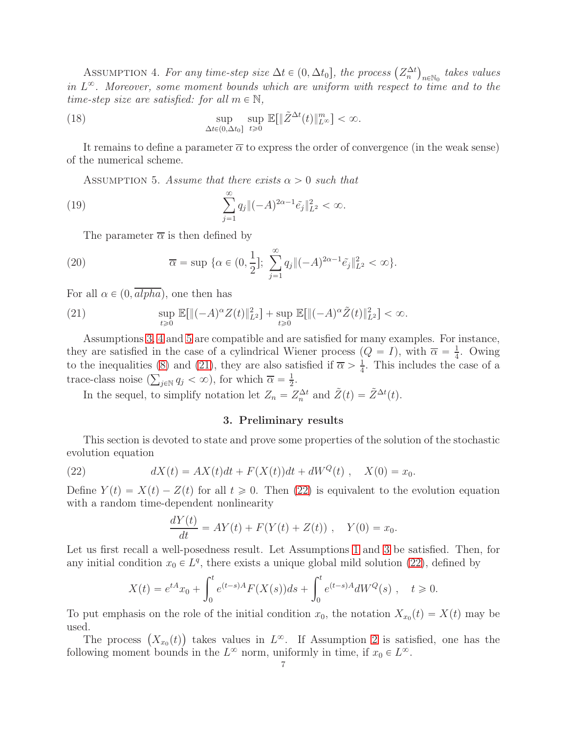Assumption 4. *For any time-step size $\Delta t \in (0, \Delta t_0]$, the process $\left(Z_n^{\Delta t}\right)_{n \in \mathbb{N}_0}$ takes values in $L^\infty$. Moreover, some moment bounds which are uniform with respect to time and to the time-step size are satisfied: for all $m \in \mathbb{N}$,*

$$
\sup_{\Delta t \in (0, \Delta t_0]} \sup_{t \geqslant 0} \mathbb{E}[\|\tilde{Z}^{\Delta t}(t)\|_{L^\infty}^m] < \infty. \tag{18}
$$

It remains to define a parameter $\overline{\alpha}$ to express the order of convergence (in the weak sense) of the numerical scheme.

Assumption 5. *Assume that there exists $\alpha > 0$ such that*

$$
\sum_{j=1}^{\infty} q_j \|(-A)^{2\alpha - 1} \tilde{e_j}\|_{L^2}^2 < \infty. \tag{19}
$$

The parameter $\overline{\alpha}$ is then defined by

$$
\overline{\alpha} = \sup \{\alpha \in (0, \frac{1}{2}];\ \sum_{j=1}^{\infty} q_j \|(-A)^{2\alpha - 1} \tilde{e_j}\|_{L^2}^2 < \infty\}. \tag{20}
$$

For all $\alpha \in (0, \overline{alpha})$, one then has

$$
\sup_{t \geqslant 0} \mathbb{E}[\|(-A)^\alpha Z(t)\|_{L^2}^2] + \sup_{t \geqslant 0} \mathbb{E}[\|(-A)^\alpha \tilde{Z}(t)\|_{L^2}^2] < \infty. \tag{21}
$$

Assumptions 3, 4 and 5 are compatible and are satisfied for many examples. For instance, they are satisfied in the case of a cylindrical Wiener process ($Q = I$), with $\overline{\alpha} = \frac{1}{4}$. Owing to the inequalities (8) and (21), they are also satisfied if $\overline{\alpha} > \frac{1}{4}$. This includes the case of a trace-class noise ($\sum_{j \in \mathbb{N}} q_j < \infty$), for which $\overline{\alpha} = \frac{1}{2}$.

In the sequel, to simplify notation let $Z_n = Z_n^{\Delta t}$ and $\tilde{Z}(t) = \tilde{Z}^{\Delta t}(t)$.

## 3. Preliminary results

This section is devoted to state and prove some properties of the solution of the stochastic evolution equation

$$
dX(t) = AX(t)dt + F(X(t))dt + dW^Q(t)\ , \quad X(0) = x_0. \tag{22}
$$

Define $Y(t) = X(t) - Z(t)$ for all $t \geqslant 0$. Then (22) is equivalent to the evolution equation with a random time-dependent nonlinearity

$$
\frac{dY(t)}{dt} = AY(t) + F(Y(t) + Z(t))\ , \quad Y(0) = x_0.
$$

Let us first recall a well-posedness result. Let Assumptions 1 and 3 be satisfied. Then, for any initial condition $x_0 \in L^q$, there exists a unique global mild solution (22), defined by

$$
X(t) = e^{tA} x_0 + \int_0^t e^{(t-s)A} F(X(s)) ds + \int_0^t e^{(t-s)A} dW^Q(s)\ , \quad t \geqslant 0.
$$

To put emphasis on the role of the initial condition $x_0$, the notation $X_{x_0}(t) = X(t)$ may be used.

The process $\left(X_{x_0}(t)\right)$ takes values in $L^\infty$. If Assumption 2 is satisfied, one has the following moment bounds in the $L^\infty$ norm, uniformly in time, if $x_0 \in L^\infty$.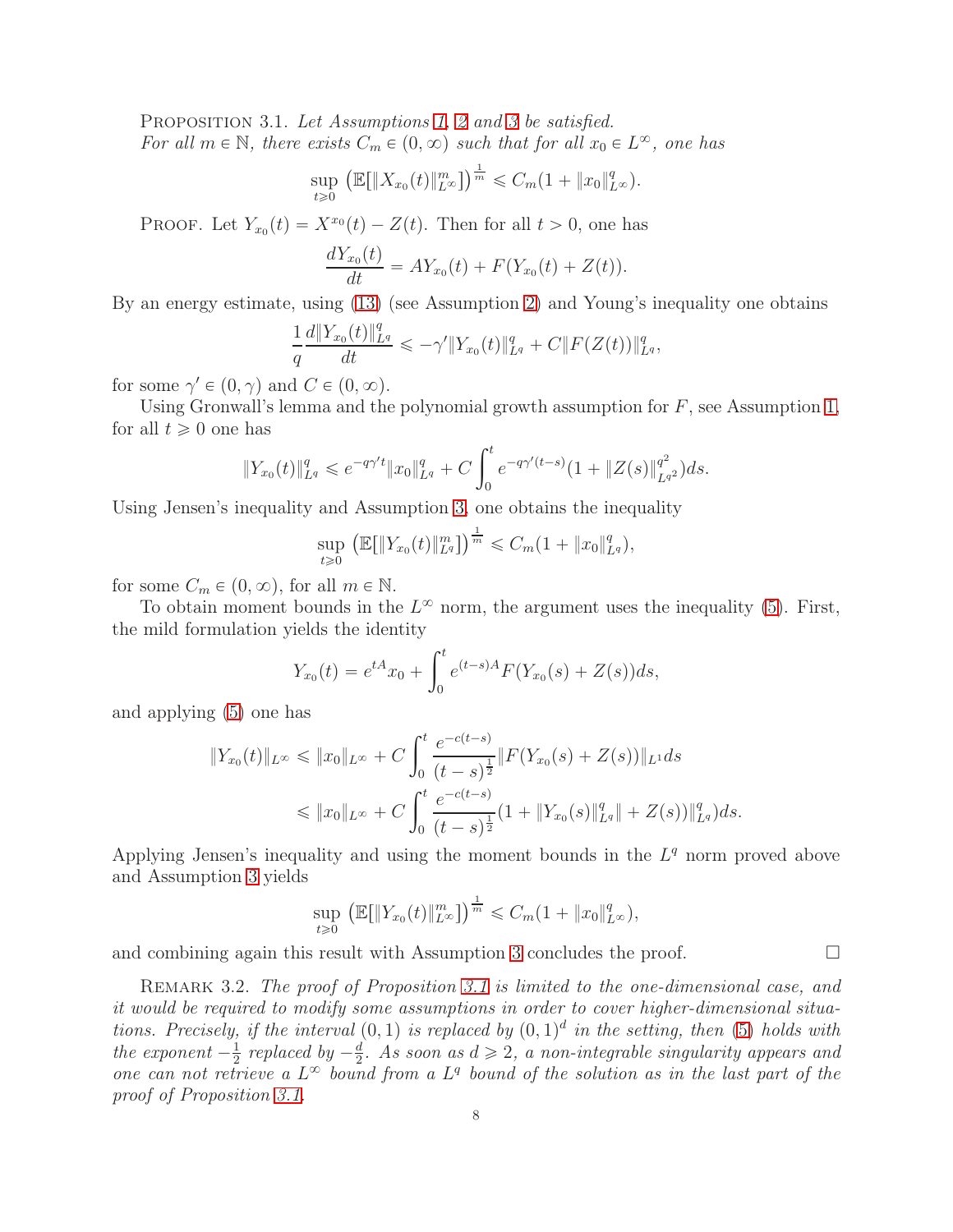Proposition 3.1. *Let Assumptions 1, 2 and 3 be satisfied.*
*For all $m \in \mathbb{N}$, there exists $C_m \in (0,\infty)$ such that for all $x_0 \in L^\infty$, one has*

$$\sup_{t \geqslant 0} \left(\mathbb{E}[\|X_{x_0}(t)\|_{L^\infty}^m]\right)^{\frac{1}{m}} \leqslant C_m(1 + \|x_0\|_{L^\infty}^q).$$

Proof. Let $Y_{x_0}(t) = X^{x_0}(t) - Z(t)$. Then for all $t > 0$, one has

$$\frac{dY_{x_0}(t)}{dt} = AY_{x_0}(t) + F(Y_{x_0}(t) + Z(t)).$$

By an energy estimate, using (13) (see Assumption 2) and Young's inequality one obtains

$$\frac{1}{q}\frac{d\|Y_{x_0}(t)\|_{L^q}^q}{dt} \leqslant -\gamma'\|Y_{x_0}(t)\|_{L^q}^q + C\|F(Z(t))\|_{L^q}^q,$$

for some $\gamma' \in (0,\gamma)$ and $C \in (0,\infty)$.

Using Gronwall's lemma and the polynomial growth assumption for $F$, see Assumption 1, for all $t \geqslant 0$ one has

$$\|Y_{x_0}(t)\|_{L^q}^q \leqslant e^{-q\gamma' t}\|x_0\|_{L^q}^q + C\int_0^t e^{-q\gamma'(t-s)}(1 + \|Z(s)\|_{L^{q^2}}^{q^2})ds.$$

Using Jensen's inequality and Assumption 3, one obtains the inequality

$$\sup_{t \geqslant 0} \left(\mathbb{E}[\|Y_{x_0}(t)\|_{L^q}^m]\right)^{\frac{1}{m}} \leqslant C_m(1 + \|x_0\|_{L^q}^q),$$

for some $C_m \in (0,\infty)$, for all $m \in \mathbb{N}$.

To obtain moment bounds in the $L^\infty$ norm, the argument uses the inequality (5). First, the mild formulation yields the identity

$$Y_{x_0}(t) = e^{tA}x_0 + \int_0^t e^{(t-s)A}F(Y_{x_0}(s) + Z(s))ds,$$

and applying (5) one has

$$\begin{aligned}
\|Y_{x_0}(t)\|_{L^\infty} &\leqslant \|x_0\|_{L^\infty} + C\int_0^t \frac{e^{-c(t-s)}}{(t-s)^{\frac{1}{2}}}\|F(Y_{x_0}(s) + Z(s))\|_{L^1}ds \\
&\leqslant \|x_0\|_{L^\infty} + C\int_0^t \frac{e^{-c(t-s)}}{(t-s)^{\frac{1}{2}}}(1 + \|Y_{x_0}(s)\|_{L^q}^q\| + Z(s))\|_{L^q}^q)ds.
\end{aligned}$$

Applying Jensen's inequality and using the moment bounds in the $L^q$ norm proved above and Assumption 3 yields

$$\sup_{t \geqslant 0} \left(\mathbb{E}[\|Y_{x_0}(t)\|_{L^\infty}^m]\right)^{\frac{1}{m}} \leqslant C_m(1 + \|x_0\|_{L^\infty}^q),$$

and combining again this result with Assumption 3 concludes the proof. $\square$

Remark 3.2. *The proof of Proposition 3.1 is limited to the one-dimensional case, and it would be required to modify some assumptions in order to cover higher-dimensional situations. Precisely, if the interval $(0,1)$ is replaced by $(0,1)^d$ in the setting, then (5) holds with the exponent $-\frac{1}{2}$ replaced by $-\frac{d}{2}$. As soon as $d \geqslant 2$, a non-integrable singularity appears and one can not retrieve a $L^\infty$ bound from a $L^q$ bound of the solution as in the last part of the proof of Proposition 3.1.*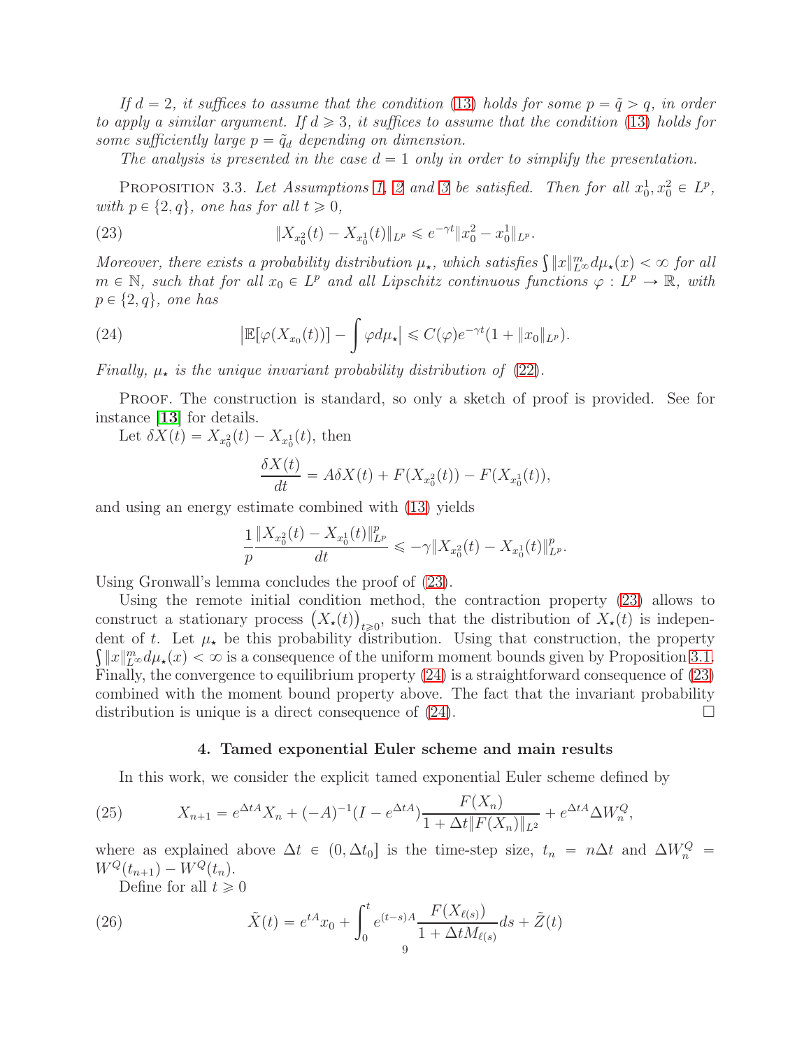*If $d=2$, it suffices to assume that the condition (13) holds for some $p=\tilde{q}>q$, in order to apply a similar argument. If $d\geqslant 3$, it suffices to assume that the condition (13) holds for some sufficiently large $p=\tilde{q}_d$ depending on dimension.*

*The analysis is presented in the case $d=1$ only in order to simplify the presentation.*

PROPOSITION 3.3. *Let Assumptions 1, 2 and 3 be satisfied. Then for all $x_0^1, x_0^2 \in L^p$, with $p\in\{2,q\}$, one has for all $t\geqslant 0$,*

$$\|X_{x_0^2}(t)-X_{x_0^1}(t)\|_{L^p} \leqslant e^{-\gamma t}\|x_0^2-x_0^1\|_{L^p}. \tag{23}$$

*Moreover, there exists a probability distribution $\mu_\star$, which satisfies $\int \|x\|_{L^\infty}^m d\mu_\star(x)<\infty$ for all $m\in\mathbb{N}$, such that for all $x_0\in L^p$ and all Lipschitz continuous functions $\varphi: L^p\to\mathbb{R}$, with $p\in\{2,q\}$, one has*

$$\left|\mathbb{E}[\varphi(X_{x_0}(t))]-\int\varphi d\mu_\star\right| \leqslant C(\varphi)e^{-\gamma t}(1+\|x_0\|_{L^p}). \tag{24}$$

*Finally, $\mu_\star$ is the unique invariant probability distribution of (22).*

PROOF. The construction is standard, so only a sketch of proof is provided. See for instance **[13]** for details.

Let $\delta X(t)=X_{x_0^2}(t)-X_{x_0^1}(t)$, then

$$\frac{\delta X(t)}{dt}=A\delta X(t)+F(X_{x_0^2}(t))-F(X_{x_0^1}(t)),$$

and using an energy estimate combined with (13) yields

$$\frac{1}{p}\frac{\|X_{x_0^2}(t)-X_{x_0^1}(t)\|_{L^p}^p}{dt}\leqslant -\gamma\|X_{x_0^2}(t)-X_{x_0^1}(t)\|_{L^p}^p.$$

Using Gronwall's lemma concludes the proof of (23).

Using the remote initial condition method, the contraction property (23) allows to construct a stationary process $\big(X_\star(t)\big)_{t\geqslant 0}$, such that the distribution of $X_\star(t)$ is independent of $t$. Let $\mu_\star$ be this probability distribution. Using that construction, the property $\int\|x\|_{L^\infty}^m d\mu_\star(x)<\infty$ is a consequence of the uniform moment bounds given by Proposition 3.1. Finally, the convergence to equilibrium property (24) is a straightforward consequence of (23) combined with the moment bound property above. The fact that the invariant probability distribution is unique is a direct consequence of (24). □

## 4. Tamed exponential Euler scheme and main results

In this work, we consider the explicit tamed exponential Euler scheme defined by

$$X_{n+1}=e^{\Delta t A}X_n+(-A)^{-1}(I-e^{\Delta t A})\frac{F(X_n)}{1+\Delta t\|F(X_n)\|_{L^2}}+e^{\Delta t A}\Delta W_n^Q, \tag{25}$$

where as explained above $\Delta t\in(0,\Delta t_0]$ is the time-step size, $t_n=n\Delta t$ and $\Delta W_n^Q = W^Q(t_{n+1})-W^Q(t_n)$.

Define for all $t\geqslant 0$

$$\tilde{X}(t)=e^{tA}x_0+\int_0^t e^{(t-s)A}\frac{F(X_{\ell(s)})}{1+\Delta t M_{\ell(s)}}ds+\tilde{Z}(t) \tag{26}$$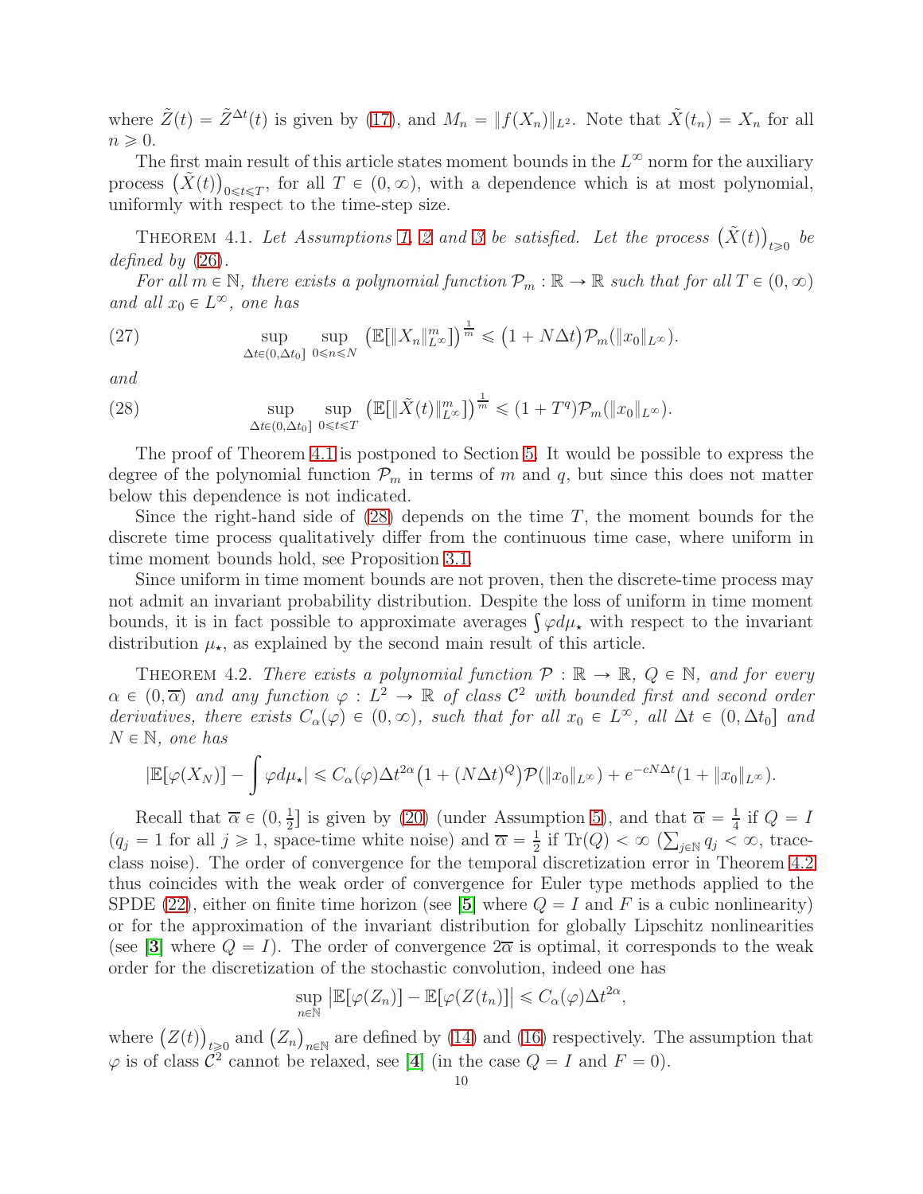where $\tilde{Z}(t) = \tilde{Z}^{\Delta t}(t)$ is given by (17), and $M_n = \|f(X_n)\|_{L^2}$. Note that $\tilde{X}(t_n) = X_n$ for all $n \geqslant 0$.

The first main result of this article states moment bounds in the $L^\infty$ norm for the auxiliary process $\big(\tilde{X}(t)\big)_{0\leqslant t\leqslant T}$, for all $T \in (0,\infty)$, with a dependence which is at most polynomial, uniformly with respect to the time-step size.

Theorem 4.1. *Let Assumptions 1, 2 and 3 be satisfied. Let the process $\big(\tilde{X}(t)\big)_{t\geqslant 0}$ be defined by (26).*

*For all $m \in \mathbb{N}$, there exists a polynomial function $\mathcal{P}_m : \mathbb{R} \to \mathbb{R}$ such that for all $T \in (0,\infty)$ and all $x_0 \in L^\infty$, one has*

$$\sup_{\Delta t\in(0,\Delta t_0]} \sup_{0\leqslant n\leqslant N} \big(\mathbb{E}[\|X_n\|_{L^\infty}^m]\big)^{\frac{1}{m}} \leqslant \big(1 + N\Delta t\big)\mathcal{P}_m(\|x_0\|_{L^\infty}). \tag{27}$$

*and*

$$\sup_{\Delta t\in(0,\Delta t_0]} \sup_{0\leqslant t\leqslant T} \big(\mathbb{E}[\|\tilde{X}(t)\|_{L^\infty}^m]\big)^{\frac{1}{m}} \leqslant (1 + T^q)\mathcal{P}_m(\|x_0\|_{L^\infty}). \tag{28}$$

The proof of Theorem 4.1 is postponed to Section 5. It would be possible to express the degree of the polynomial function $\mathcal{P}_m$ in terms of $m$ and $q$, but since this does not matter below this dependence is not indicated.

Since the right-hand side of (28) depends on the time $T$, the moment bounds for the discrete time process qualitatively differ from the continuous time case, where uniform in time moment bounds hold, see Proposition 3.1.

Since uniform in time moment bounds are not proven, then the discrete-time process may not admit an invariant probability distribution. Despite the loss of uniform in time moment bounds, it is in fact possible to approximate averages $\int \varphi d\mu_\star$ with respect to the invariant distribution $\mu_\star$, as explained by the second main result of this article.

Theorem 4.2. *There exists a polynomial function $\mathcal{P} : \mathbb{R} \to \mathbb{R}$, $Q \in \mathbb{N}$, and for every $\alpha \in (0,\overline{\alpha})$ and any function $\varphi : L^2 \to \mathbb{R}$ of class $\mathcal{C}^2$ with bounded first and second order derivatives, there exists $C_\alpha(\varphi) \in (0,\infty)$, such that for all $x_0 \in L^\infty$, all $\Delta t \in (0,\Delta t_0]$ and $N \in \mathbb{N}$, one has*

$$|\mathbb{E}[\varphi(X_N)] - \int \varphi d\mu_\star| \leqslant C_\alpha(\varphi)\Delta t^{2\alpha}\big(1 + (N\Delta t)^Q\big)\mathcal{P}(\|x_0\|_{L^\infty}) + e^{-cN\Delta t}(1 + \|x_0\|_{L^\infty}).$$

Recall that $\overline{\alpha} \in (0,\frac{1}{2}]$ is given by (20) (under Assumption 5), and that $\overline{\alpha} = \frac{1}{4}$ if $Q = I$ ($q_j = 1$ for all $j \geqslant 1$, space-time white noise) and $\overline{\alpha} = \frac{1}{2}$ if $\mathrm{Tr}(Q) < \infty$ ($\sum_{j\in\mathbb{N}} q_j < \infty$, trace-class noise). The order of convergence for the temporal discretization error in Theorem 4.2 thus coincides with the weak order of convergence for Euler type methods applied to the SPDE (22), either on finite time horizon (see [5] where $Q = I$ and $F$ is a cubic nonlinearity) or for the approximation of the invariant distribution for globally Lipschitz nonlinearities (see [3] where $Q = I$). The order of convergence $2\overline{\alpha}$ is optimal, it corresponds to the weak order for the discretization of the stochastic convolution, indeed one has

$$\sup_{n\in\mathbb{N}} \big|\mathbb{E}[\varphi(Z_n)] - \mathbb{E}[\varphi(Z(t_n)]\big| \leqslant C_\alpha(\varphi)\Delta t^{2\alpha},$$

where $\big(Z(t)\big)_{t\geqslant 0}$ and $\big(Z_n\big)_{n\in\mathbb{N}}$ are defined by (14) and (16) respectively. The assumption that $\varphi$ is of class $\mathcal{C}^2$ cannot be relaxed, see [4] (in the case $Q = I$ and $F = 0$).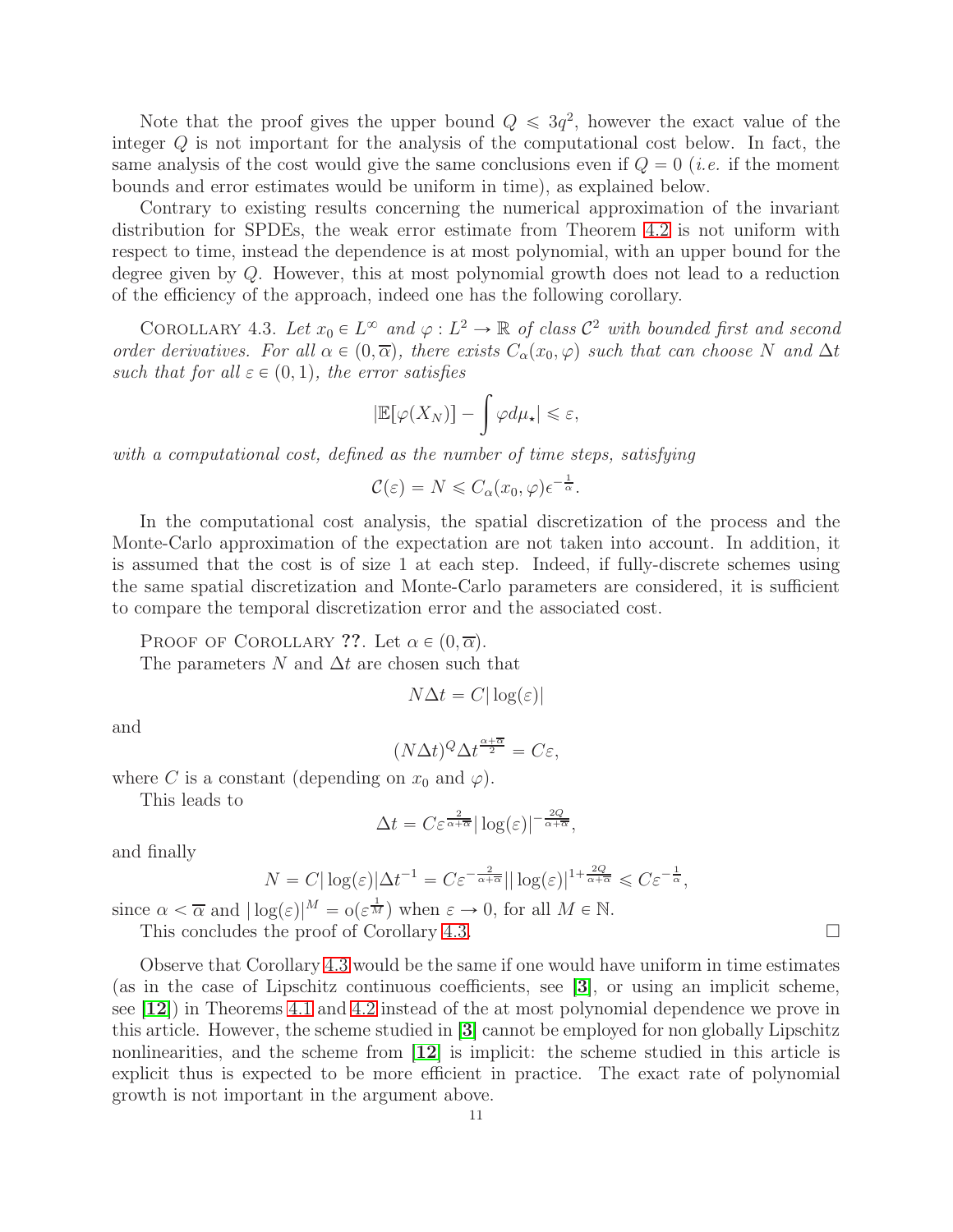Note that the proof gives the upper bound $Q \leqslant 3q^2$, however the exact value of the integer $Q$ is not important for the analysis of the computational cost below. In fact, the same analysis of the cost would give the same conclusions even if $Q = 0$ (*i.e.* if the moment bounds and error estimates would be uniform in time), as explained below.

Contrary to existing results concerning the numerical approximation of the invariant distribution for SPDEs, the weak error estimate from Theorem 4.2 is not uniform with respect to time, instead the dependence is at most polynomial, with an upper bound for the degree given by $Q$. However, this at most polynomial growth does not lead to a reduction of the efficiency of the approach, indeed one has the following corollary.

COROLLARY 4.3. *Let $x_0 \in L^\infty$ and $\varphi : L^2 \to \mathbb{R}$ of class $\mathcal{C}^2$ with bounded first and second order derivatives. For all $\alpha \in (0, \overline{\alpha})$, there exists $C_\alpha(x_0, \varphi)$ such that can choose $N$ and $\Delta t$ such that for all $\varepsilon \in (0,1)$, the error satisfies*

$$|\mathbb{E}[\varphi(X_N)] - \int \varphi d\mu_\star| \leqslant \varepsilon,$$

*with a computational cost, defined as the number of time steps, satisfying*

$$\mathcal{C}(\varepsilon) = N \leqslant C_\alpha(x_0, \varphi)\epsilon^{-\frac{1}{\alpha}}.$$

In the computational cost analysis, the spatial discretization of the process and the Monte-Carlo approximation of the expectation are not taken into account. In addition, it is assumed that the cost is of size 1 at each step. Indeed, if fully-discrete schemes using the same spatial discretization and Monte-Carlo parameters are considered, it is sufficient to compare the temporal discretization error and the associated cost.

PROOF OF COROLLARY **??**. Let $\alpha \in (0, \overline{\alpha})$.

The parameters $N$ and $\Delta t$ are chosen such that

$$N\Delta t = C|\log(\varepsilon)|$$

and

$$(N\Delta t)^Q \Delta t^{\frac{\alpha + \overline{\alpha}}{2}} = C\varepsilon,$$

where $C$ is a constant (depending on $x_0$ and $\varphi$).

This leads to

$$\Delta t = C\varepsilon^{\frac{2}{\alpha+\overline{\alpha}}}|\log(\varepsilon)|^{-\frac{2Q}{\alpha+\overline{\alpha}}},$$

and finally

$$N = C|\log(\varepsilon)|\Delta t^{-1} = C\varepsilon^{-\frac{2}{\alpha+\overline{\alpha}}}||\log(\varepsilon)|^{1+\frac{2Q}{\alpha+\overline{\alpha}}} \leqslant C\varepsilon^{-\frac{1}{\alpha}},$$

since $\alpha < \overline{\alpha}$ and $|\log(\varepsilon)|^M = \mathrm{o}(\varepsilon^{\frac{1}{M}})$ when $\varepsilon \to 0$, for all $M \in \mathbb{N}$.

This concludes the proof of Corollary 4.3. $\square$

Observe that Corollary 4.3 would be the same if one would have uniform in time estimates (as in the case of Lipschitz continuous coefficients, see [3], or using an implicit scheme, see [12]) in Theorems 4.1 and 4.2 instead of the at most polynomial dependence we prove in this article. However, the scheme studied in [3] cannot be employed for non globally Lipschitz nonlinearities, and the scheme from [12] is implicit: the scheme studied in this article is explicit thus is expected to be more efficient in practice. The exact rate of polynomial growth is not important in the argument above.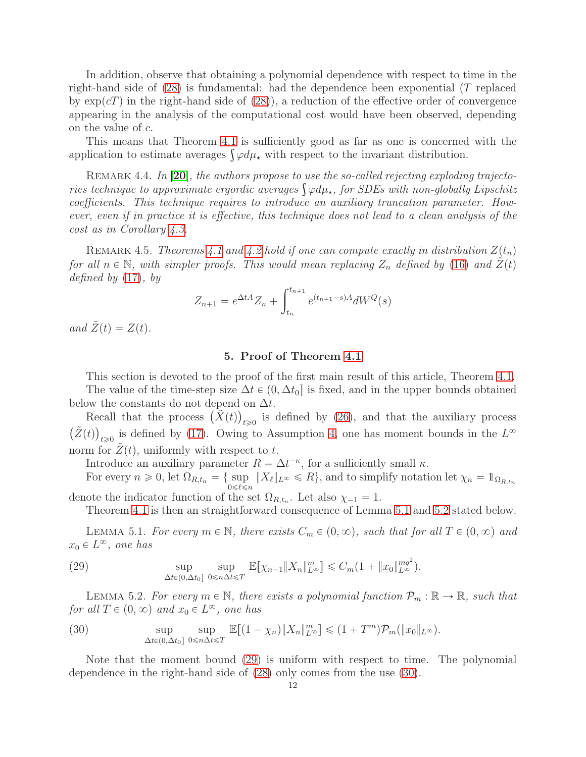In addition, observe that obtaining a polynomial dependence with respect to time in the right-hand side of (28) is fundamental: had the dependence been exponential ($T$ replaced by $\exp(cT)$ in the right-hand side of (28)), a reduction of the effective order of convergence appearing in the analysis of the computational cost would have been observed, depending on the value of $c$.

This means that Theorem 4.1 is sufficiently good as far as one is concerned with the application to estimate averages $\int \varphi d\mu_\star$ with respect to the invariant distribution.

Remark 4.4. *In [20], the authors propose to use the so-called rejecting exploding trajectories technique to approximate ergordic averages $\int \varphi d\mu_\star$, for SDEs with non-globally Lipschitz coefficients. This technique requires to introduce an auxiliary truncation parameter. However, even if in practice it is effective, this technique does not lead to a clean analysis of the cost as in Corollary 4.3.*

Remark 4.5. *Theorems 4.1 and 4.2 hold if one can compute exactly in distribution $Z(t_n)$ for all $n \in \mathbb{N}$, with simpler proofs. This would mean replacing $Z_n$ defined by (16) and $\tilde{Z}(t)$ defined by (17), by*

$$Z_{n+1} = e^{\Delta t A} Z_n + \int_{t_n}^{t_{n+1}} e^{(t_{n+1}-s)A} dW^Q(s)$$

*and $\tilde{Z}(t) = Z(t)$.*

## 5. Proof of Theorem 4.1

This section is devoted to the proof of the first main result of this article, Theorem 4.1.

The value of the time-step size $\Delta t \in (0, \Delta t_0]$ is fixed, and in the upper bounds obtained below the constants do not depend on $\Delta t$.

Recall that the process $\big(\tilde{X}(t)\big)_{t \geqslant 0}$ is defined by (26), and that the auxiliary process $\big(\tilde{Z}(t)\big)_{t \geqslant 0}$ is defined by (17). Owing to Assumption 4, one has moment bounds in the $L^\infty$ norm for $\tilde{Z}(t)$, uniformly with respect to $t$.

Introduce an auxiliary parameter $R = \Delta t^{-\kappa}$, for a sufficiently small $\kappa$.

For every $n \geqslant 0$, let $\Omega_{R,t_n} = \{\sup_{0 \leqslant \ell \leqslant n} \|X_\ell\|_{L^\infty} \leqslant R\}$, and to simplify notation let $\chi_n = \mathbb{1}_{\Omega_{R,t_n}}$ denote the indicator function of the set $\Omega_{R,t_n}$. Let also $\chi_{-1} = 1$.

Theorem 4.1 is then an straightforward consequence of Lemma 5.1 and 5.2 stated below.

Lemma 5.1. *For every $m \in \mathbb{N}$, there exists $C_m \in (0, \infty)$, such that for all $T \in (0, \infty)$ and $x_0 \in L^\infty$, one has*

$$\sup_{\Delta t \in (0, \Delta t_0]} \sup_{0 \leqslant n\Delta t \leqslant T} \mathbb{E}[\chi_{n-1} \|X_n\|_{L^\infty}^m] \leqslant C_m (1 + \|x_0\|_{L^\infty}^{mq^2}). \tag{29}$$

Lemma 5.2. *For every $m \in \mathbb{N}$, there exists a polynomial function $\mathcal{P}_m : \mathbb{R} \to \mathbb{R}$, such that for all $T \in (0, \infty)$ and $x_0 \in L^\infty$, one has*

$$\sup_{\Delta t \in (0, \Delta t_0]} \sup_{0 \leqslant n\Delta t \leqslant T} \mathbb{E}[(1 - \chi_n) \|X_n\|_{L^\infty}^m] \leqslant (1 + T^m) \mathcal{P}_m(\|x_0\|_{L^\infty}). \tag{30}$$

Note that the moment bound (29) is uniform with respect to time. The polynomial dependence in the right-hand side of (28) only comes from the use (30).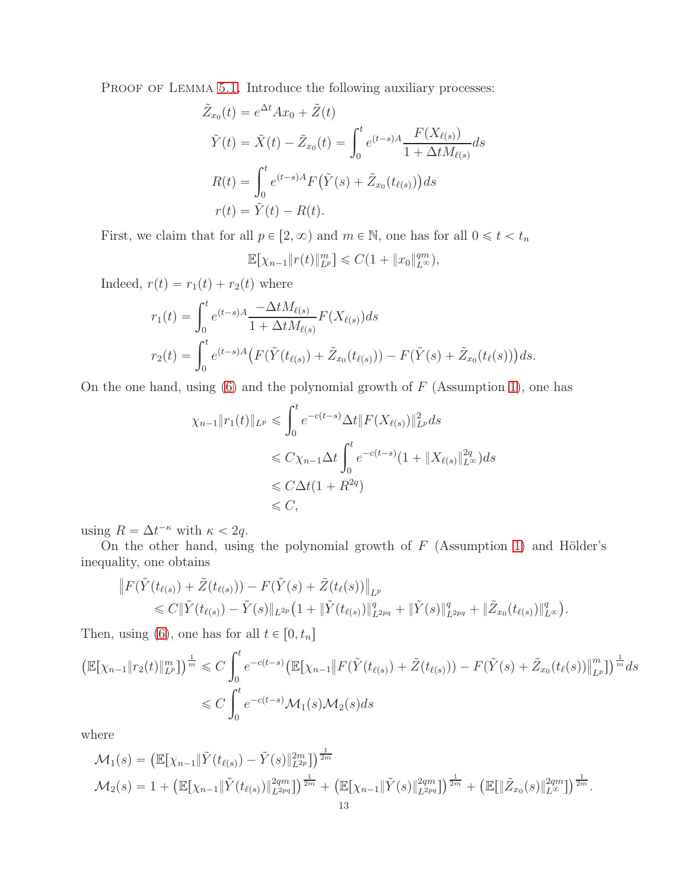PROOF OF LEMMA 5.1. Introduce the following auxiliary processes:

$$
\begin{aligned}
\tilde{Z}_{x_0}(t) &= e^{\Delta t} A x_0 + \tilde{Z}(t) \\
\tilde{Y}(t) &= \tilde{X}(t) - \tilde{Z}_{x_0}(t) = \int_0^t e^{(t-s)A} \frac{F(X_{\ell(s)})}{1+\Delta t M_{\ell(s)}} ds \\
R(t) &= \int_0^t e^{(t-s)A} F\big(\tilde{Y}(s) + \tilde{Z}_{x_0}(t_{\ell(s)})\big) ds \\
r(t) &= \tilde{Y}(t) - R(t).
\end{aligned}
$$

First, we claim that for all $p \in [2, \infty)$ and $m \in \mathbb{N}$, one has for all $0 \leqslant t < t_n$

$$
\mathbb{E}\big[\chi_{n-1} \| r(t) \|_{L^p}^m\big] \leqslant C(1 + \|x_0\|_{L^\infty}^{qm}),
$$

Indeed, $r(t) = r_1(t) + r_2(t)$ where

$$
\begin{aligned}
r_1(t) &= \int_0^t e^{(t-s)A} \frac{-\Delta t M_{\ell(s)}}{1+\Delta t M_{\ell(s)}} F(X_{\ell(s)}) ds \\
r_2(t) &= \int_0^t e^{(t-s)A} \big( F(\tilde{Y}(t_{\ell(s)}) + \tilde{Z}_{x_0}(t_{\ell(s)})) - F(\tilde{Y}(s) + \tilde{Z}_{x_0}(t_\ell(s))) \big) ds.
\end{aligned}
$$

On the one hand, using (6) and the polynomial growth of $F$ (Assumption 1), one has

$$
\begin{aligned}
\chi_{n-1} \| r_1(t) \|_{L^p} &\leqslant \int_0^t e^{-c(t-s)} \Delta t \| F(X_{\ell(s)}) \|_{L^p}^2 ds \\
&\leqslant C \chi_{n-1} \Delta t \int_0^t e^{-c(t-s)} (1 + \| X_{\ell(s)} \|_{L^\infty}^{2q}) ds \\
&\leqslant C \Delta t (1 + R^{2q}) \\
&\leqslant C,
\end{aligned}
$$

using $R = \Delta t^{-\kappa}$ with $\kappa < 2q$.

On the other hand, using the polynomial growth of $F$ (Assumption 1) and Hölder's inequality, one obtains

$$
\begin{aligned}
&\big\| F(\tilde{Y}(t_{\ell(s)}) + \tilde{Z}(t_{\ell(s)})) - F(\tilde{Y}(s) + \tilde{Z}(t_\ell(s))) \big\|_{L^p} \\
&\qquad \leqslant C \| \tilde{Y}(t_{\ell(s)}) - \tilde{Y}(s) \|_{L^{2p}} \big( 1 + \| \tilde{Y}(t_{\ell(s)}) \|_{L^{2pq}}^q + \| \tilde{Y}(s) \|_{L^{2pq}}^q + \| \tilde{Z}_{x_0}(t_{\ell(s)}) \|_{L^\infty}^q \big).
\end{aligned}
$$

Then, using (6), one has for all $t \in [0, t_n]$

$$
\begin{aligned}
\big( \mathbb{E}[\chi_{n-1} \| r_2(t) \|_{L^p}^m] \big)^{\frac{1}{m}} &\leqslant C \int_0^t e^{-c(t-s)} \big( \mathbb{E}[\chi_{n-1} \big\| F(\tilde{Y}(t_{\ell(s)}) + \tilde{Z}(t_{\ell(s)})) - F(\tilde{Y}(s) + \tilde{Z}_{x_0}(t_\ell(s)) \big\|_{L^p}^m] \big)^{\frac{1}{m}} ds \\
&\leqslant C \int_0^t e^{-c(t-s)} \mathcal{M}_1(s) \mathcal{M}_2(s) ds
\end{aligned}
$$

where

$$
\begin{aligned}
\mathcal{M}_1(s) &= \big( \mathbb{E}[\chi_{n-1} \| \tilde{Y}(t_{\ell(s)}) - \tilde{Y}(s) \|_{L^{2p}}^{2m}] \big)^{\frac{1}{2m}} \\
\mathcal{M}_2(s) &= 1 + \big( \mathbb{E}[\chi_{n-1} \| \tilde{Y}(t_{\ell(s)}) \|_{L^{2pq}}^{2qm}] \big)^{\frac{1}{2m}} + \big( \mathbb{E}[\chi_{n-1} \| \tilde{Y}(s) \|_{L^{2pq}}^{2qm}] \big)^{\frac{1}{2m}} + \big( \mathbb{E}[\| \tilde{Z}_{x_0}(s) \|_{L^\infty}^{2qm}] \big)^{\frac{1}{2m}}.
\end{aligned}
$$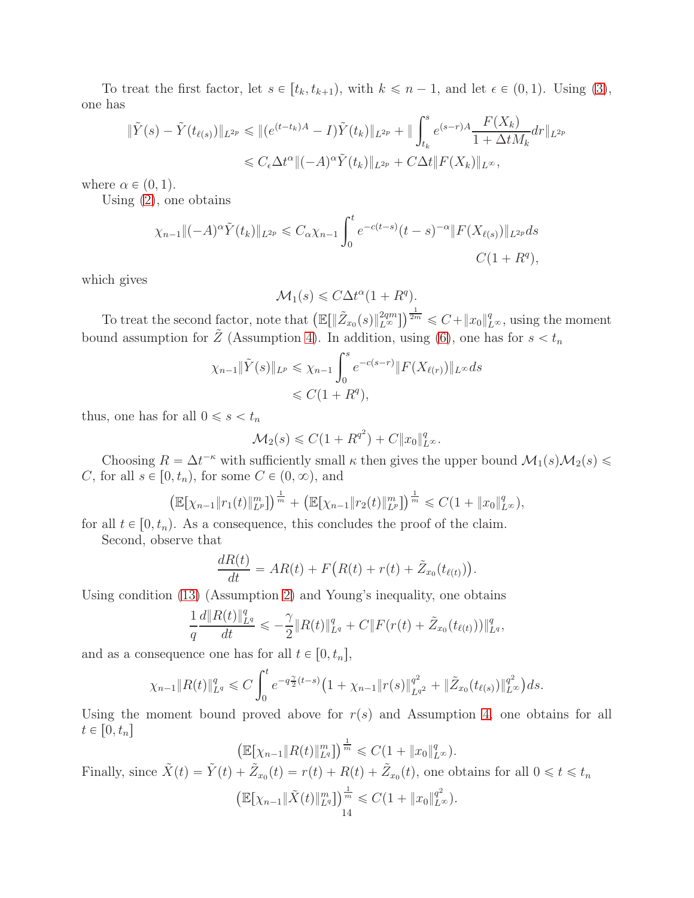To treat the first factor, let $s \in [t_k, t_{k+1})$, with $k \leqslant n-1$, and let $\epsilon \in (0,1)$. Using (3), one has

$$\|\tilde{Y}(s) - \tilde{Y}(t_{\ell(s)})\|_{L^{2p}} \leqslant \|(e^{(t-t_k)A} - I)\tilde{Y}(t_k)\|_{L^{2p}} + \|\int_{t_k}^{s} e^{(s-r)A}\frac{F(X_k)}{1+\Delta t M_k}dr\|_{L^{2p}}$$
$$\leqslant C_\epsilon \Delta t^\alpha \|(-A)^\alpha \tilde{Y}(t_k)\|_{L^{2p}} + C\Delta t\|F(X_k)\|_{L^\infty},$$

where $\alpha \in (0,1)$.

Using (2), one obtains

$$\chi_{n-1}\|(-A)^\alpha \tilde{Y}(t_k)\|_{L^{2p}} \leqslant C_\alpha \chi_{n-1}\int_0^t e^{-c(t-s)}(t-s)^{-\alpha}\|F(X_{\ell(s)})\|_{L^{2p}}ds$$
$$C(1+R^q),$$

which gives

$$\mathcal{M}_1(s) \leqslant C\Delta t^\alpha(1+R^q).$$

To treat the second factor, note that $\big(\mathbb{E}[\|\tilde{Z}_{x_0}(s)\|_{L^\infty}^{2qm}]\big)^{\frac{1}{2m}} \leqslant C + \|x_0\|_{L^\infty}^q$, using the moment bound assumption for $\tilde{Z}$ (Assumption 4). In addition, using (6), one has for $s < t_n$

$$\chi_{n-1}\|\tilde{Y}(s)\|_{L^p} \leqslant \chi_{n-1}\int_0^s e^{-c(s-r)}\|F(X_{\ell(r)})\|_{L^\infty}ds$$
$$\leqslant C(1+R^q),$$

thus, one has for all $0 \leqslant s < t_n$

$$\mathcal{M}_2(s) \leqslant C(1+R^{q^2}) + C\|x_0\|_{L^\infty}^q.$$

Choosing $R = \Delta t^{-\kappa}$ with sufficiently small $\kappa$ then gives the upper bound $\mathcal{M}_1(s)\mathcal{M}_2(s) \leqslant C$, for all $s \in [0, t_n)$, for some $C \in (0,\infty)$, and

$$\big(\mathbb{E}[\chi_{n-1}\|r_1(t)\|_{L^p}^m]\big)^{\frac{1}{m}} + \big(\mathbb{E}[\chi_{n-1}\|r_2(t)\|_{L^p}^m]\big)^{\frac{1}{m}} \leqslant C(1+\|x_0\|_{L^\infty}^q),$$

for all $t \in [0, t_n)$. As a consequence, this concludes the proof of the claim.

Second, observe that

$$\frac{dR(t)}{dt} = AR(t) + F\big(R(t) + r(t) + \tilde{Z}_{x_0}(t_{\ell(t)})\big).$$

Using condition (13) (Assumption 2) and Young's inequality, one obtains

$$\frac{1}{q}\frac{d\|R(t)\|_{L^q}^q}{dt} \leqslant -\frac{\gamma}{2}\|R(t)\|_{L^q}^q + C\|F(r(t) + \tilde{Z}_{x_0}(t_{\ell(t)}))\|_{L^q}^q,$$

and as a consequence one has for all $t \in [0, t_n]$,

$$\chi_{n-1}\|R(t)\|_{L^q}^q \leqslant C\int_0^t e^{-q\frac{\gamma}{2}(t-s)}\big(1 + \chi_{n-1}\|r(s)\|_{L^{q^2}}^{q^2} + \|\tilde{Z}_{x_0}(t_{\ell(s)})\|_{L^\infty}^{q^2}\big)ds.$$

Using the moment bound proved above for $r(s)$ and Assumption 4, one obtains for all $t \in [0, t_n]$

$$\big(\mathbb{E}[\chi_{n-1}\|R(t)\|_{L^q}^m]\big)^{\frac{1}{m}} \leqslant C(1+\|x_0\|_{L^\infty}^q).$$

Finally, since $\tilde{X}(t) = \tilde{Y}(t) + \tilde{Z}_{x_0}(t) = r(t) + R(t) + \tilde{Z}_{x_0}(t)$, one obtains for all $0 \leqslant t \leqslant t_n$

$$\big(\mathbb{E}[\chi_{n-1}\|\tilde{X}(t)\|_{L^q}^m]\big)^{\frac{1}{m}} \leqslant C(1+\|x_0\|_{L^\infty}^{q^2}).$$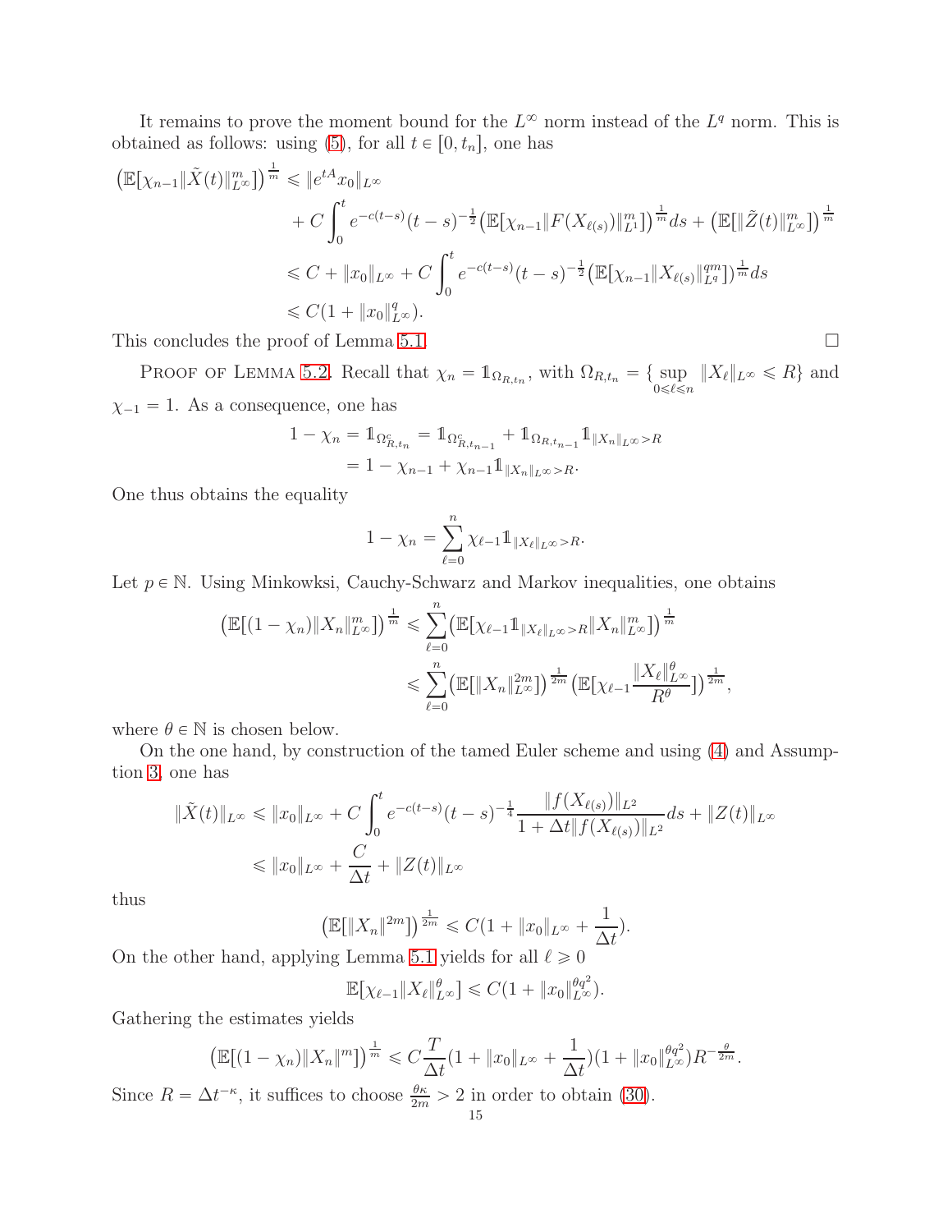It remains to prove the moment bound for the $L^\infty$ norm instead of the $L^q$ norm. This is obtained as follows: using (5), for all $t \in [0, t_n]$, one has

$$
\begin{aligned}
\big(\mathbb{E}[\chi_{n-1}\|\tilde{X}(t)\|_{L^\infty}^m]\big)^{\frac{1}{m}} &\leqslant \|e^{tA}x_0\|_{L^\infty} \\
&\quad + C\int_0^t e^{-c(t-s)}(t-s)^{-\frac{1}{2}}\big(\mathbb{E}[\chi_{n-1}\|F(X_{\ell(s)})\|_{L^1}^m]\big)^{\frac{1}{m}}ds + \big(\mathbb{E}[\|\tilde{Z}(t)\|_{L^\infty}^m]\big)^{\frac{1}{m}} \\
&\leqslant C + \|x_0\|_{L^\infty} + C\int_0^t e^{-c(t-s)}(t-s)^{-\frac{1}{2}}\big(\mathbb{E}[\chi_{n-1}\|X_{\ell(s)}\|_{L^q}^{qm}]\big)^{\frac{1}{m}}ds \\
&\leqslant C(1 + \|x_0\|_{L^\infty}^q).
\end{aligned}
$$

This concludes the proof of Lemma 5.1. □

Proof of Lemma 5.2. Recall that $\chi_n = \mathbb{1}_{\Omega_{R,t_n}}$, with $\Omega_{R,t_n} = \{\sup_{0\leqslant \ell\leqslant n} \|X_\ell\|_{L^\infty} \leqslant R\}$ and $\chi_{-1} = 1$. As a consequence, one has

$$
\begin{aligned}
1 - \chi_n &= \mathbb{1}_{\Omega_{R,t_n}^c} = \mathbb{1}_{\Omega_{R,t_{n-1}}^c} + \mathbb{1}_{\Omega_{R,t_{n-1}}}\mathbb{1}_{\|X_n\|_{L^\infty}>R} \\
&= 1 - \chi_{n-1} + \chi_{n-1}\mathbb{1}_{\|X_n\|_{L^\infty}>R}.
\end{aligned}
$$

One thus obtains the equality

$$
1 - \chi_n = \sum_{\ell=0}^n \chi_{\ell-1}\mathbb{1}_{\|X_\ell\|_{L^\infty}>R}.
$$

Let $p \in \mathbb{N}$. Using Minkowksi, Cauchy-Schwarz and Markov inequalities, one obtains

$$
\begin{aligned}
\big(\mathbb{E}[(1-\chi_n)\|X_n\|_{L^\infty}^m]\big)^{\frac{1}{m}} &\leqslant \sum_{\ell=0}^n \big(\mathbb{E}[\chi_{\ell-1}\mathbb{1}_{\|X_\ell\|_{L^\infty}>R}\|X_n\|_{L^\infty}^m]\big)^{\frac{1}{m}} \\
&\leqslant \sum_{\ell=0}^n \big(\mathbb{E}[\|X_n\|_{L^\infty}^{2m}]\big)^{\frac{1}{2m}}\Big(\mathbb{E}[\chi_{\ell-1}\frac{\|X_\ell\|_{L^\infty}^\theta}{R^\theta}]\Big)^{\frac{1}{2m}},
\end{aligned}
$$

where $\theta \in \mathbb{N}$ is chosen below.

On the one hand, by construction of the tamed Euler scheme and using (4) and Assumption 3, one has

$$
\begin{aligned}
\|\tilde{X}(t)\|_{L^\infty} &\leqslant \|x_0\|_{L^\infty} + C\int_0^t e^{-c(t-s)}(t-s)^{-\frac{1}{4}}\frac{\|f(X_{\ell(s)})\|_{L^2}}{1+\Delta t\|f(X_{\ell(s)})\|_{L^2}}ds + \|Z(t)\|_{L^\infty} \\
&\leqslant \|x_0\|_{L^\infty} + \frac{C}{\Delta t} + \|Z(t)\|_{L^\infty}
\end{aligned}
$$

thus

$$
\big(\mathbb{E}[\|X_n\|^{2m}]\big)^{\frac{1}{2m}} \leqslant C(1 + \|x_0\|_{L^\infty} + \frac{1}{\Delta t}).
$$

On the other hand, applying Lemma 5.1 yields for all $\ell \geqslant 0$

$$
\mathbb{E}[\chi_{\ell-1}\|X_\ell\|_{L^\infty}^\theta] \leqslant C(1 + \|x_0\|_{L^\infty}^{\theta q^2}).
$$

Gathering the estimates yields

$$
\big(\mathbb{E}[(1-\chi_n)\|X_n\|^m]\big)^{\frac{1}{m}} \leqslant C\frac{T}{\Delta t}(1 + \|x_0\|_{L^\infty} + \frac{1}{\Delta t})(1 + \|x_0\|_{L^\infty}^{\theta q^2})R^{-\frac{\theta}{2m}}.
$$

Since $R = \Delta t^{-\kappa}$, it suffices to choose $\frac{\theta\kappa}{2m} > 2$ in order to obtain (30).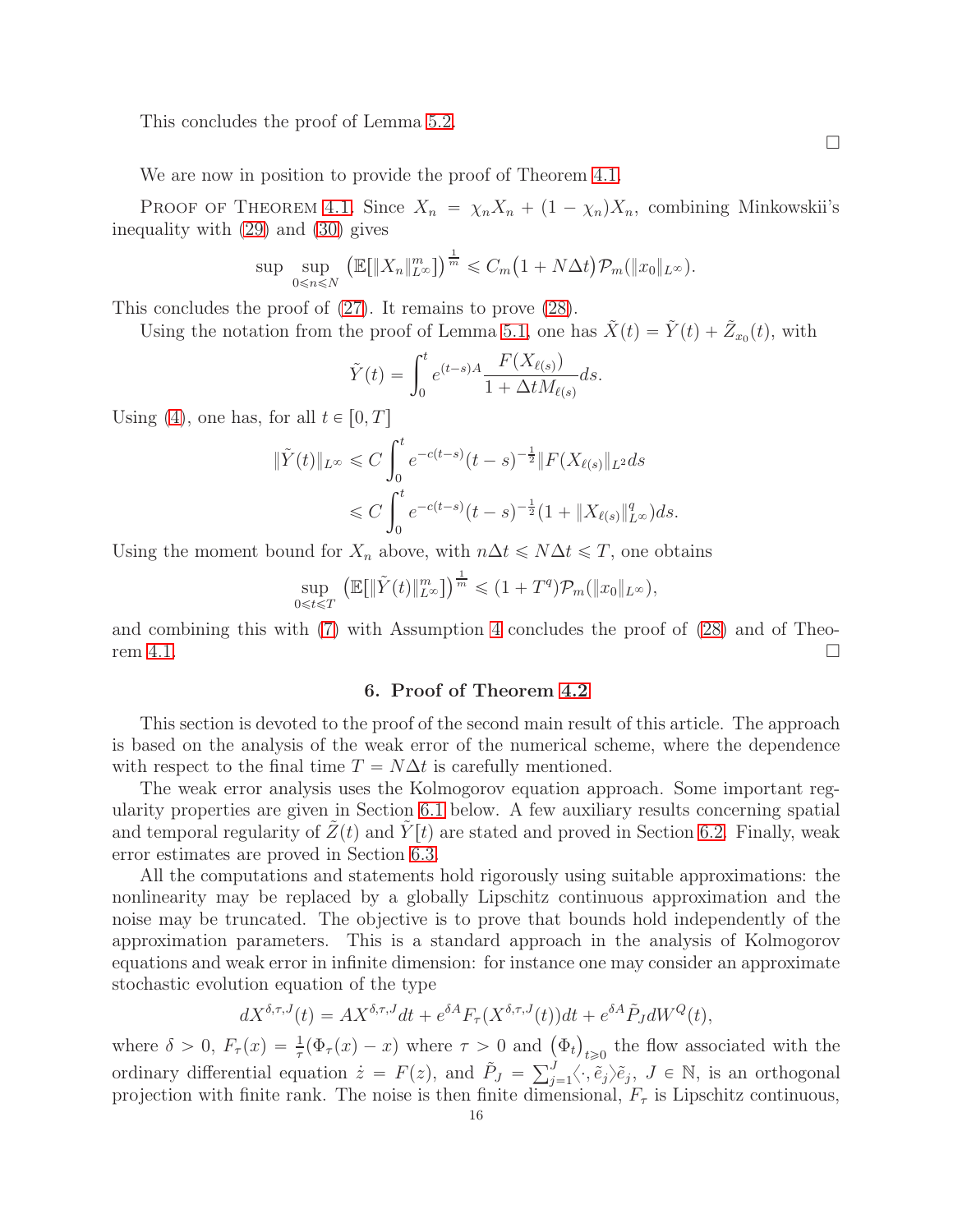This concludes the proof of Lemma 5.2.

□

We are now in position to provide the proof of Theorem 4.1.

Proof of Theorem 4.1. Since $X_n = \chi_n X_n + (1-\chi_n)X_n$, combining Minkowskii's inequality with (29) and (30) gives

$$\sup \sup_{0\leqslant n\leqslant N} \big(\mathbb{E}[\|X_n\|_{L^\infty}^m]\big)^{\frac{1}{m}} \leqslant C_m\big(1+N\Delta t\big)\mathcal{P}_m(\|x_0\|_{L^\infty}).$$

This concludes the proof of (27). It remains to prove (28).

Using the notation from the proof of Lemma 5.1, one has $\tilde{X}(t) = \tilde{Y}(t) + \tilde{Z}_{x_0}(t)$, with

$$\tilde{Y}(t) = \int_0^t e^{(t-s)A}\frac{F(X_{\ell(s)})}{1+\Delta t M_{\ell(s)}}ds.$$

Using (4), one has, for all $t\in[0,T]$

$$\begin{aligned}
\|\tilde{Y}(t)\|_{L^\infty} &\leqslant C\int_0^t e^{-c(t-s)}(t-s)^{-\frac{1}{2}}\|F(X_{\ell(s)})\|_{L^2}ds\\
&\leqslant C\int_0^t e^{-c(t-s)}(t-s)^{-\frac{1}{2}}(1+\|X_{\ell(s)}\|_{L^\infty}^q)ds.
\end{aligned}$$

Using the moment bound for $X_n$ above, with $n\Delta t\leqslant N\Delta t\leqslant T$, one obtains

$$\sup_{0\leqslant t\leqslant T}\big(\mathbb{E}[\|\tilde{Y}(t)\|_{L^\infty}^m]\big)^{\frac{1}{m}} \leqslant (1+T^q)\mathcal{P}_m(\|x_0\|_{L^\infty}),$$

and combining this with (7) with Assumption 4 concludes the proof of (28) and of Theorem 4.1. □

## 6. Proof of Theorem 4.2

This section is devoted to the proof of the second main result of this article. The approach is based on the analysis of the weak error of the numerical scheme, where the dependence with respect to the final time $T = N\Delta t$ is carefully mentioned.

The weak error analysis uses the Kolmogorov equation approach. Some important regularity properties are given in Section 6.1 below. A few auxiliary results concerning spatial and temporal regularity of $\tilde{Z}(t)$ and $\tilde{Y}[t)$ are stated and proved in Section 6.2. Finally, weak error estimates are proved in Section 6.3.

All the computations and statements hold rigorously using suitable approximations: the nonlinearity may be replaced by a globally Lipschitz continuous approximation and the noise may be truncated. The objective is to prove that bounds hold independently of the approximation parameters. This is a standard approach in the analysis of Kolmogorov equations and weak error in infinite dimension: for instance one may consider an approximate stochastic evolution equation of the type

$$dX^{\delta,\tau,J}(t) = AX^{\delta,\tau,J}dt + e^{\delta A}F_\tau(X^{\delta,\tau,J}(t))dt + e^{\delta A}\tilde{P}_J dW^Q(t),$$

where $\delta>0$, $F_\tau(x) = \frac{1}{\tau}(\Phi_\tau(x)-x)$ where $\tau>0$ and $\big(\Phi_t\big)_{t\geqslant 0}$ the flow associated with the ordinary differential equation $\dot{z} = F(z)$, and $\tilde{P}_J = \sum_{j=1}^J\langle\cdot,\tilde{e}_j\rangle\tilde{e}_j$, $J\in\mathbb{N}$, is an orthogonal projection with finite rank. The noise is then finite dimensional, $F_\tau$ is Lipschitz continuous,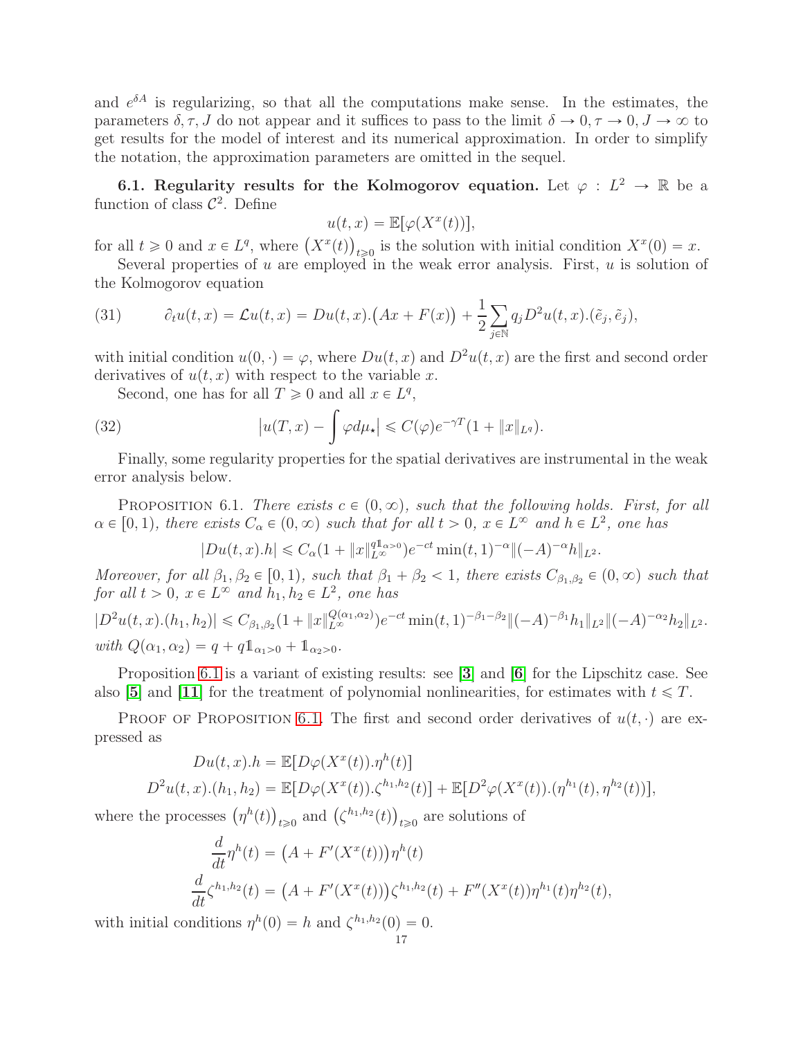and $e^{\delta A}$ is regularizing, so that all the computations make sense. In the estimates, the parameters $\delta, \tau, J$ do not appear and it suffices to pass to the limit $\delta \to 0, \tau \to 0, J \to \infty$ to get results for the model of interest and its numerical approximation. In order to simplify the notation, the approximation parameters are omitted in the sequel.

**6.1. Regularity results for the Kolmogorov equation.** Let $\varphi : L^2 \to \mathbb{R}$ be a function of class $\mathcal{C}^2$. Define

$$u(t,x) = \mathbb{E}[\varphi(X^x(t))],$$

for all $t \geqslant 0$ and $x \in L^q$, where $\big(X^x(t)\big)_{t\geqslant 0}$ is the solution with initial condition $X^x(0) = x$.

Several properties of $u$ are employed in the weak error analysis. First, $u$ is solution of the Kolmogorov equation

$$\partial_t u(t,x) = \mathcal{L}u(t,x) = Du(t,x).\big(Ax + F(x)\big) + \frac{1}{2}\sum_{j\in\mathbb{N}} q_j D^2u(t,x).(\tilde{e}_j, \tilde{e}_j), \tag{31}$$

with initial condition $u(0,\cdot) = \varphi$, where $Du(t,x)$ and $D^2u(t,x)$ are the first and second order derivatives of $u(t,x)$ with respect to the variable $x$.

Second, one has for all $T \geqslant 0$ and all $x \in L^q$,

$$\big|u(T,x) - \int \varphi d\mu_\star\big| \leqslant C(\varphi)e^{-\gamma T}(1 + \|x\|_{L^q}). \tag{32}$$

Finally, some regularity properties for the spatial derivatives are instrumental in the weak error analysis below.

Proposition 6.1. *There exists $c \in (0,\infty)$, such that the following holds. First, for all $\alpha \in [0,1)$, there exists $C_\alpha \in (0,\infty)$ such that for all $t > 0$, $x \in L^\infty$ and $h \in L^2$, one has*

$$|Du(t,x).h| \leqslant C_\alpha(1 + \|x\|_{L^\infty}^{q\mathbb{1}_{\alpha>0}})e^{-ct}\min(t,1)^{-\alpha}\|(-A)^{-\alpha}h\|_{L^2}.$$

*Moreover, for all $\beta_1, \beta_2 \in [0,1)$, such that $\beta_1 + \beta_2 < 1$, there exists $C_{\beta_1,\beta_2} \in (0,\infty)$ such that for all $t > 0$, $x \in L^\infty$ and $h_1, h_2 \in L^2$, one has*

$$|D^2u(t,x).(h_1,h_2)| \leqslant C_{\beta_1,\beta_2}(1 + \|x\|_{L^\infty}^{Q(\alpha_1,\alpha_2)})e^{-ct}\min(t,1)^{-\beta_1-\beta_2}\|(-A)^{-\beta_1}h_1\|_{L^2}\|(-A)^{-\alpha_2}h_2\|_{L^2}.$$

*with $Q(\alpha_1,\alpha_2) = q + q\mathbb{1}_{\alpha_1>0} + \mathbb{1}_{\alpha_2>0}$.*

Proposition 6.1 is a variant of existing results: see [**3**] and [**6**] for the Lipschitz case. See also [**5**] and [**11**] for the treatment of polynomial nonlinearities, for estimates with $t \leqslant T$.

Proof of Proposition 6.1. The first and second order derivatives of $u(t,\cdot)$ are expressed as

$$Du(t,x).h = \mathbb{E}[D\varphi(X^x(t)).\eta^h(t)]$$

$$D^2u(t,x).(h_1,h_2) = \mathbb{E}[D\varphi(X^x(t)).\zeta^{h_1,h_2}(t)] + \mathbb{E}[D^2\varphi(X^x(t)).(\eta^{h_1}(t),\eta^{h_2}(t))],$$

where the processes $\big(\eta^h(t)\big)_{t\geqslant 0}$ and $\big(\zeta^{h_1,h_2}(t)\big)_{t\geqslant 0}$ are solutions of

$$\frac{d}{dt}\eta^h(t) = \big(A + F'(X^x(t))\big)\eta^h(t)$$

$$\frac{d}{dt}\zeta^{h_1,h_2}(t) = \big(A + F'(X^x(t))\big)\zeta^{h_1,h_2}(t) + F''(X^x(t))\eta^{h_1}(t)\eta^{h_2}(t),$$

with initial conditions $\eta^h(0) = h$ and $\zeta^{h_1,h_2}(0) = 0$.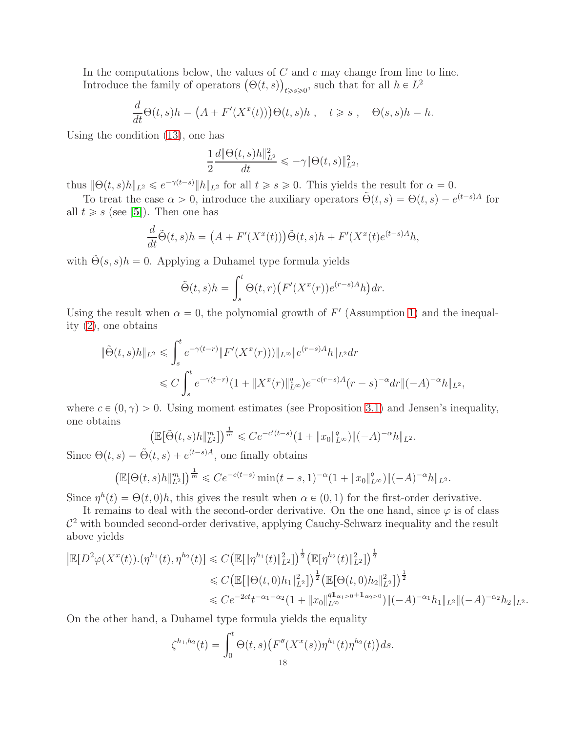In the computations below, the values of $C$ and $c$ may change from line to line.

Introduce the family of operators $\big(\Theta(t,s)\big)_{t\geqslant s\geqslant 0}$, such that for all $h\in L^2$

$$\frac{d}{dt}\Theta(t,s)h=\big(A+F'(X^x(t))\big)\Theta(t,s)h\ ,\quad t\geqslant s\ ,\quad \Theta(s,s)h=h.$$

Using the condition (13), one has

$$\frac{1}{2}\frac{d\|\Theta(t,s)h\|_{L^2}^2}{dt}\leqslant -\gamma\|\Theta(t,s)\|_{L^2}^2,$$

thus $\|\Theta(t,s)h\|_{L^2}\leqslant e^{-\gamma(t-s)}\|h\|_{L^2}$ for all $t\geqslant s\geqslant 0$. This yields the result for $\alpha=0$.

To treat the case $\alpha>0$, introduce the auxiliary operators $\tilde{\Theta}(t,s)=\Theta(t,s)-e^{(t-s)A}$ for all $t\geqslant s$ (see [5]). Then one has

$$\frac{d}{dt}\tilde{\Theta}(t,s)h=\big(A+F'(X^x(t))\big)\tilde{\Theta}(t,s)h+F'(X^x(t)e^{(t-s)A}h,$$

with $\tilde{\Theta}(s,s)h=0$. Applying a Duhamel type formula yields

$$\tilde{\Theta}(t,s)h=\int_s^t\Theta(t,r)\big(F'(X^x(r))e^{(r-s)A}h\big)\,dr.$$

Using the result when $\alpha=0$, the polynomial growth of $F'$ (Assumption 1) and the inequality (2), one obtains

$$\begin{aligned}
\|\tilde{\Theta}(t,s)h\|_{L^2}&\leqslant\int_s^t e^{-\gamma(t-r)}\|F'(X^x(r))\|_{L^\infty}\|e^{(r-s)A}h\|_{L^2}dr\\
&\leqslant C\int_s^t e^{-\gamma(t-r)}(1+\|X^x(r)\|_{L^\infty}^q)e^{-c(r-s)A}(r-s)^{-\alpha}dr\|(-A)^{-\alpha}h\|_{L^2},
\end{aligned}$$

where $c\in(0,\gamma)>0$. Using moment estimates (see Proposition 3.1) and Jensen's inequality, one obtains

$$\big(\mathbb{E}[\tilde{\Theta}(t,s)h\|_{L^2}^m]\big)^{\frac{1}{m}}\leqslant Ce^{-c'(t-s)}(1+\|x_0\|_{L^\infty}^q)\|(-A)^{-\alpha}h\|_{L^2}.$$

Since $\Theta(t,s)=\tilde{\Theta}(t,s)+e^{(t-s)A}$, one finally obtains

$$\big(\mathbb{E}[\Theta(t,s)h\|_{L^2}^m]\big)^{\frac{1}{m}}\leqslant Ce^{-c(t-s)}\min(t-s,1)^{-\alpha}(1+\|x_0\|_{L^\infty}^q)\|(-A)^{-\alpha}h\|_{L^2}.$$

Since $\eta^h(t)=\Theta(t,0)h$, this gives the result when $\alpha\in(0,1)$ for the first-order derivative.

It remains to deal with the second-order derivative. On the one hand, since $\varphi$ is of class $\mathcal{C}^2$ with bounded second-order derivative, applying Cauchy-Schwarz inequality and the result above yields

$$\begin{aligned}
\big|\mathbb{E}[D^2\varphi(X^x(t)).(\eta^{h_1}(t),\eta^{h_2}(t)]&\leqslant C\big(\mathbb{E}[\|\eta^{h_1}(t)\|_{L^2}^2]\big)^{\frac{1}{2}}\big(\mathbb{E}[\eta^{h_2}(t)\|_{L^2}^2]\big)^{\frac{1}{2}}\\
&\leqslant C\big(\mathbb{E}[\|\Theta(t,0)h_1\|_{L^2}^2]\big)^{\frac{1}{2}}\big(\mathbb{E}[\Theta(t,0)h_2\|_{L^2}^2]\big)^{\frac{1}{2}}\\
&\leqslant Ce^{-2ct}t^{-\alpha_1-\alpha_2}(1+\|x_0\|_{L^\infty}^{q\mathbb{1}_{\alpha_1>0}+\mathbb{1}_{\alpha_2>0}})\|(-A)^{-\alpha_1}h_1\|_{L^2}\|(-A)^{-\alpha_2}h_2\|_{L^2}.
\end{aligned}$$

On the other hand, a Duhamel type formula yields the equality

$$\zeta^{h_1,h_2}(t)=\int_0^t\Theta(t,s)\big(F''(X^x(s))\eta^{h_1}(t)\eta^{h_2}(t)\big)ds.$$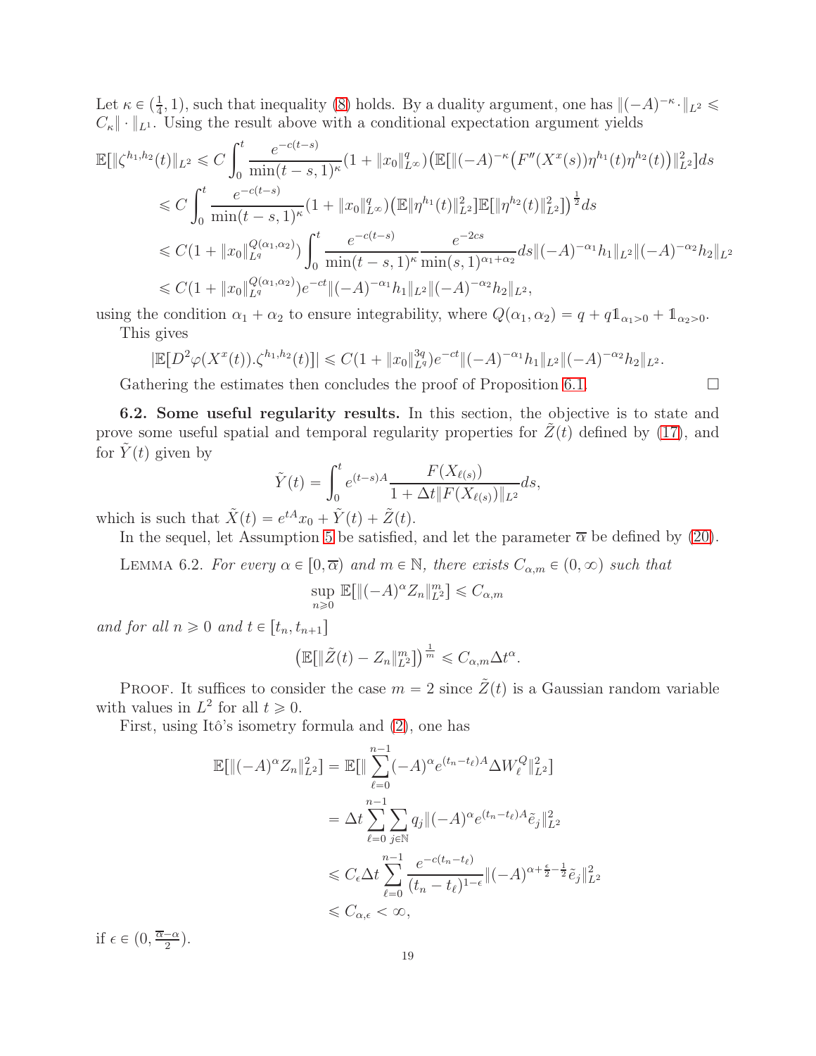Let $\kappa \in (\frac{1}{4}, 1)$, such that inequality (8) holds. By a duality argument, one has $\|(-A)^{-\kappa} \cdot\|_{L^2} \leqslant C_\kappa \|\cdot\|_{L^1}$. Using the result above with a conditional expectation argument yields

$$
\begin{aligned}
\mathbb{E}[\|\zeta^{h_1,h_2}(t)\|_{L^2} &\leqslant C \int_0^t \frac{e^{-c(t-s)}}{\min(t-s,1)^\kappa} (1+\|x_0\|_{L^\infty}^q) \big(\mathbb{E}[\|(-A)^{-\kappa}\big(F''(X^x(s))\eta^{h_1}(t)\eta^{h_2}(t)\big)\|_{L^2}^2]ds \\
&\leqslant C \int_0^t \frac{e^{-c(t-s)}}{\min(t-s,1)^\kappa} (1+\|x_0\|_{L^\infty}^q) \big(\mathbb{E}\|\eta^{h_1}(t)\|_{L^2}^2]\mathbb{E}[\|\eta^{h_2}(t)\|_{L^2}^2]\big)^{\frac{1}{2}} ds \\
&\leqslant C(1+\|x_0\|_{L^q}^{Q(\alpha_1,\alpha_2)}) \int_0^t \frac{e^{-c(t-s)}}{\min(t-s,1)^\kappa} \frac{e^{-2cs}}{\min(s,1)^{\alpha_1+\alpha_2}} ds \|(-A)^{-\alpha_1} h_1\|_{L^2} \|(-A)^{-\alpha_2} h_2\|_{L^2} \\
&\leqslant C(1+\|x_0\|_{L^q}^{Q(\alpha_1,\alpha_2)}) e^{-ct} \|(-A)^{-\alpha_1} h_1\|_{L^2} \|(-A)^{-\alpha_2} h_2\|_{L^2},
\end{aligned}
$$

using the condition $\alpha_1+\alpha_2$ to ensure integrability, where $Q(\alpha_1,\alpha_2) = q + q\mathbb{1}_{\alpha_1>0} + \mathbb{1}_{\alpha_2>0}$.

This gives

$$
|\mathbb{E}[D^2\varphi(X^x(t)).\zeta^{h_1,h_2}(t)]| \leqslant C(1+\|x_0\|_{L^q}^{3q}) e^{-ct} \|(-A)^{-\alpha_1} h_1\|_{L^2} \|(-A)^{-\alpha_2} h_2\|_{L^2}.
$$

Gathering the estimates then concludes the proof of Proposition 6.1. $\square$

**6.2. Some useful regularity results.** In this section, the objective is to state and prove some useful spatial and temporal regularity properties for $\tilde{Z}(t)$ defined by (17), and for $\tilde{Y}(t)$ given by

$$
\tilde{Y}(t) = \int_0^t e^{(t-s)A} \frac{F(X_{\ell(s)})}{1+\Delta t\|F(X_{\ell(s)})\|_{L^2}} ds,
$$

which is such that $\tilde{X}(t) = e^{tA}x_0 + \tilde{Y}(t) + \tilde{Z}(t)$.

In the sequel, let Assumption 5 be satisfied, and let the parameter $\overline{\alpha}$ be defined by (20).

Lemma 6.2. *For every $\alpha \in [0, \overline{\alpha})$ and $m \in \mathbb{N}$, there exists $C_{\alpha,m} \in (0,\infty)$ such that*

$$
\sup_{n\geqslant 0} \mathbb{E}[\|(-A)^\alpha Z_n\|_{L^2}^m] \leqslant C_{\alpha,m}
$$

*and for all $n \geqslant 0$ and $t \in [t_n, t_{n+1}]$*

$$
\big(\mathbb{E}[\|\tilde{Z}(t) - Z_n\|_{L^2}^m]\big)^{\frac{1}{m}} \leqslant C_{\alpha,m}\Delta t^\alpha.
$$

Proof. It suffices to consider the case $m=2$ since $\tilde{Z}(t)$ is a Gaussian random variable with values in $L^2$ for all $t \geqslant 0$.

First, using Itô's isometry formula and (2), one has

$$
\begin{aligned}
\mathbb{E}[\|(-A)^\alpha Z_n\|_{L^2}^2] &= \mathbb{E}[\|\sum_{\ell=0}^{n-1} (-A)^\alpha e^{(t_n-t_\ell)A} \Delta W_\ell^Q\|_{L^2}^2] \\
&= \Delta t \sum_{\ell=0}^{n-1} \sum_{j\in\mathbb{N}} q_j \|(-A)^\alpha e^{(t_n-t_\ell)A} \tilde{e}_j\|_{L^2}^2 \\
&\leqslant C_\epsilon \Delta t \sum_{\ell=0}^{n-1} \frac{e^{-c(t_n-t_\ell)}}{(t_n-t_\ell)^{1-\epsilon}} \|(-A)^{\alpha+\frac{\epsilon}{2}-\frac{1}{2}} \tilde{e}_j\|_{L^2}^2 \\
&\leqslant C_{\alpha,\epsilon} < \infty,
\end{aligned}
$$

if $\epsilon \in (0, \frac{\overline{\alpha}-\alpha}{2})$.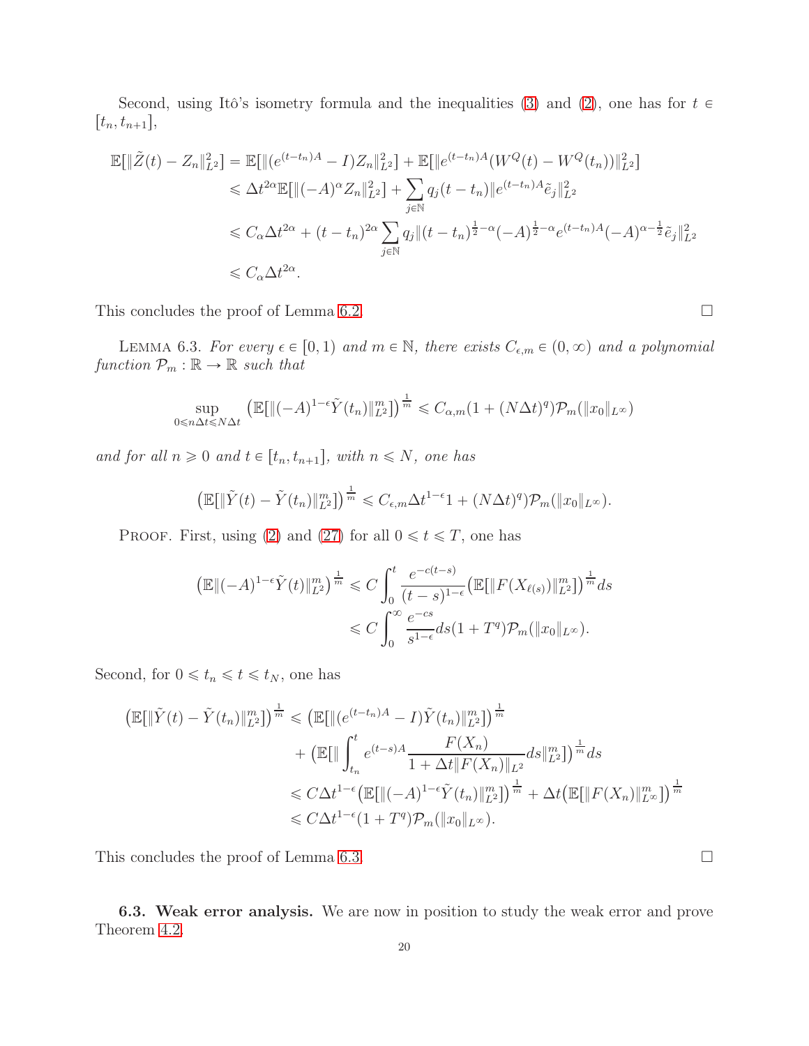Second, using Itô's isometry formula and the inequalities (3) and (2), one has for $t \in [t_n, t_{n+1}]$,

$$
\begin{aligned}
\mathbb{E}[\|\tilde{Z}(t) - Z_n\|_{L^2}^2] &= \mathbb{E}[\|(e^{(t-t_n)A} - I)Z_n\|_{L^2}^2] + \mathbb{E}[\|e^{(t-t_n)A}(W^Q(t) - W^Q(t_n))\|_{L^2}^2] \\
&\leqslant \Delta t^{2\alpha}\mathbb{E}[\|(-A)^{\alpha} Z_n\|_{L^2}^2] + \sum_{j \in \mathbb{N}} q_j (t-t_n)\|e^{(t-t_n)A}\tilde{e}_j\|_{L^2}^2 \\
&\leqslant C_\alpha \Delta t^{2\alpha} + (t-t_n)^{2\alpha} \sum_{j \in \mathbb{N}} q_j \|(t-t_n)^{\frac{1}{2}-\alpha}(-A)^{\frac{1}{2}-\alpha}e^{(t-t_n)A}(-A)^{\alpha-\frac{1}{2}}\tilde{e}_j\|_{L^2}^2 \\
&\leqslant C_\alpha \Delta t^{2\alpha}.
\end{aligned}
$$

This concludes the proof of Lemma 6.2. $\square$

LEMMA 6.3. *For every $\epsilon \in [0,1)$ and $m \in \mathbb{N}$, there exists $C_{\epsilon,m} \in (0,\infty)$ and a polynomial function $\mathcal{P}_m : \mathbb{R} \to \mathbb{R}$ such that*

$$
\sup_{0 \leqslant n\Delta t \leqslant N\Delta t} \big(\mathbb{E}[\|(-A)^{1-\epsilon}\tilde{Y}(t_n)\|_{L^2}^m]\big)^{\frac{1}{m}} \leqslant C_{\alpha,m}(1 + (N\Delta t)^q)\mathcal{P}_m(\|x_0\|_{L^\infty})
$$

*and for all $n \geqslant 0$ and $t \in [t_n, t_{n+1}]$, with $n \leqslant N$, one has*

$$
\big(\mathbb{E}[\|\tilde{Y}(t) - \tilde{Y}(t_n)\|_{L^2}^m]\big)^{\frac{1}{m}} \leqslant C_{\epsilon,m}\Delta t^{1-\epsilon} 1 + (N\Delta t)^q)\mathcal{P}_m(\|x_0\|_{L^\infty}).
$$

PROOF. First, using (2) and (27) for all $0 \leqslant t \leqslant T$, one has

$$
\begin{aligned}
\big(\mathbb{E}\|(-A)^{1-\epsilon}\tilde{Y}(t)\|_{L^2}^m\big)^{\frac{1}{m}} &\leqslant C\int_0^t \frac{e^{-c(t-s)}}{(t-s)^{1-\epsilon}}\big(\mathbb{E}[\|F(X_{\ell(s)})\|_{L^2}^m]\big)^{\frac{1}{m}} ds \\
&\leqslant C\int_0^\infty \frac{e^{-cs}}{s^{1-\epsilon}} ds (1 + T^q)\mathcal{P}_m(\|x_0\|_{L^\infty}).
\end{aligned}
$$

Second, for $0 \leqslant t_n \leqslant t \leqslant t_N$, one has

$$
\begin{aligned}
\big(\mathbb{E}[\|\tilde{Y}(t) - \tilde{Y}(t_n)\|_{L^2}^m]\big)^{\frac{1}{m}} &\leqslant \big(\mathbb{E}[\|(e^{(t-t_n)A} - I)\tilde{Y}(t_n)\|_{L^2}^m]\big)^{\frac{1}{m}} \\
&\quad + \big(\mathbb{E}[\|\int_{t_n}^t e^{(t-s)A}\frac{F(X_n)}{1 + \Delta t\|F(X_n)\|_{L^2}}ds\|_{L^2}^m]\big)^{\frac{1}{m}} ds \\
&\leqslant C\Delta t^{1-\epsilon}\big(\mathbb{E}[\|(-A)^{1-\epsilon}\tilde{Y}(t_n)\|_{L^2}^m]\big)^{\frac{1}{m}} + \Delta t\big(\mathbb{E}[\|F(X_n)\|_{L^\infty}^m]\big)^{\frac{1}{m}} \\
&\leqslant C\Delta t^{1-\epsilon}(1 + T^q)\mathcal{P}_m(\|x_0\|_{L^\infty}).
\end{aligned}
$$

This concludes the proof of Lemma 6.3. $\square$

**6.3. Weak error analysis.** We are now in position to study the weak error and prove Theorem 4.2.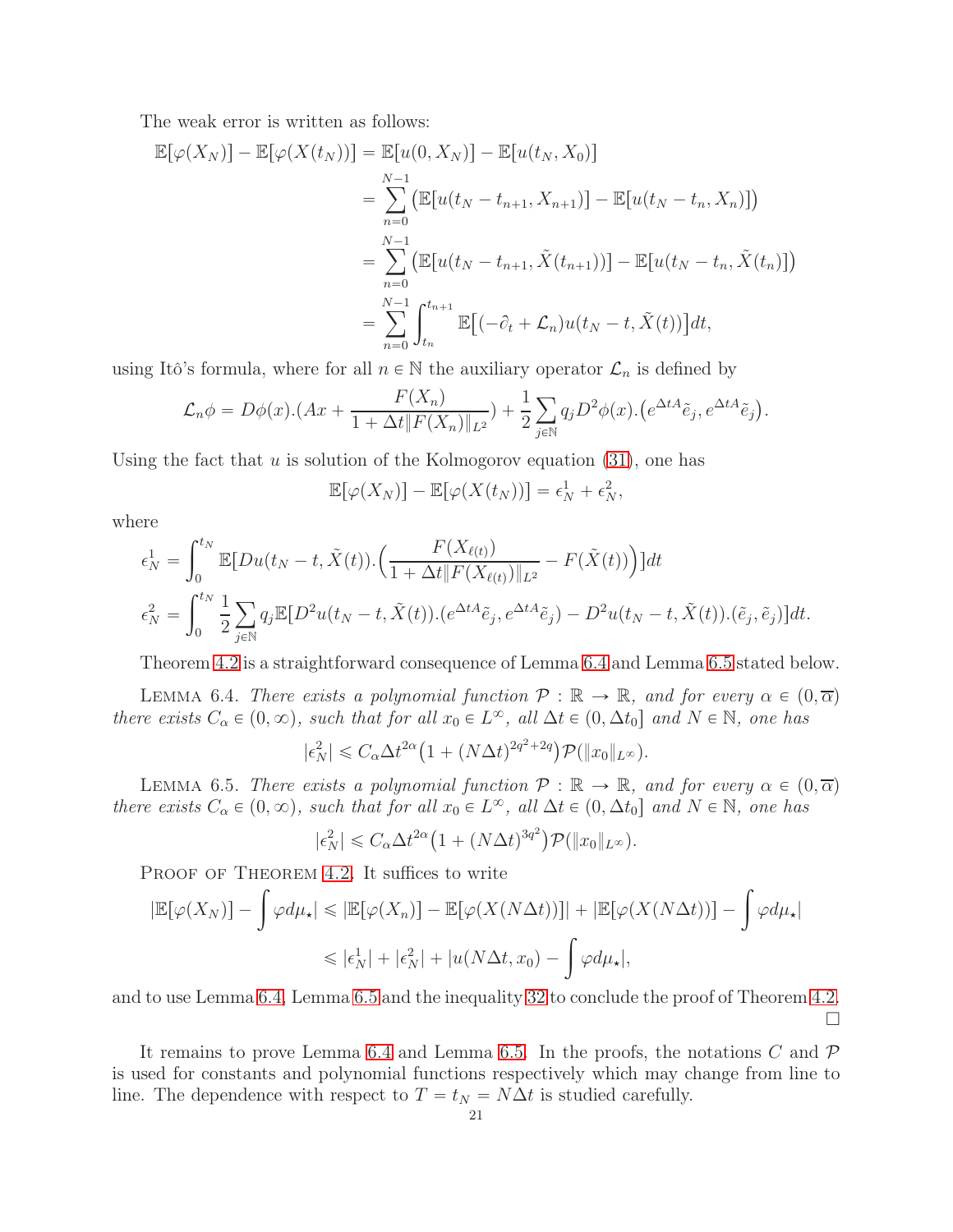The weak error is written as follows:

$$
\begin{aligned}
\mathbb{E}[\varphi(X_N)] - \mathbb{E}[\varphi(X(t_N))] &= \mathbb{E}[u(0,X_N)] - \mathbb{E}[u(t_N,X_0)] \\
&= \sum_{n=0}^{N-1} \big( \mathbb{E}[u(t_N - t_{n+1}, X_{n+1})] - \mathbb{E}[u(t_N - t_n, X_n)] \big) \\
&= \sum_{n=0}^{N-1} \big( \mathbb{E}[u(t_N - t_{n+1}, \tilde{X}(t_{n+1}))] - \mathbb{E}[u(t_N - t_n, \tilde{X}(t_n)] \big) \\
&= \sum_{n=0}^{N-1} \int_{t_n}^{t_{n+1}} \mathbb{E}\big[(-\partial_t + \mathcal{L}_n) u(t_N - t, \tilde{X}(t))\big] dt,
\end{aligned}
$$

using Itô's formula, where for all $n \in \mathbb{N}$ the auxiliary operator $\mathcal{L}_n$ is defined by

$$
\mathcal{L}_n \phi = D\phi(x).(Ax + \frac{F(X_n)}{1 + \Delta t \|F(X_n)\|_{L^2}}) + \frac{1}{2} \sum_{j \in \mathbb{N}} q_j D^2 \phi(x).\big(e^{\Delta t A} \tilde{e}_j, e^{\Delta t A} \tilde{e}_j\big).
$$

Using the fact that $u$ is solution of the Kolmogorov equation (31), one has

$$
\mathbb{E}[\varphi(X_N)] - \mathbb{E}[\varphi(X(t_N))] = \epsilon_N^1 + \epsilon_N^2,
$$

where

$$
\begin{aligned}
\epsilon_N^1 &= \int_0^{t_N} \mathbb{E}[Du(t_N - t, \tilde{X}(t)).\Big( \frac{F(X_{\ell(t)})}{1 + \Delta t \|F(X_{\ell(t)})\|_{L^2}} - F(\tilde{X}(t)) \Big)] dt \\
\epsilon_N^2 &= \int_0^{t_N} \frac{1}{2} \sum_{j \in \mathbb{N}} q_j \mathbb{E}[D^2 u(t_N - t, \tilde{X}(t)).(e^{\Delta t A} \tilde{e}_j, e^{\Delta t A} \tilde{e}_j) - D^2 u(t_N - t, \tilde{X}(t)).(\tilde{e}_j, \tilde{e}_j)] dt.
\end{aligned}
$$

Theorem 4.2 is a straightforward consequence of Lemma 6.4 and Lemma 6.5 stated below.

Lemma 6.4. *There exists a polynomial function $\mathcal{P} : \mathbb{R} \to \mathbb{R}$, and for every $\alpha \in (0, \overline{\alpha})$ there exists $C_\alpha \in (0, \infty)$, such that for all $x_0 \in L^\infty$, all $\Delta t \in (0, \Delta t_0]$ and $N \in \mathbb{N}$, one has*

$$
|\epsilon_N^2| \leqslant C_\alpha \Delta t^{2\alpha} \big(1 + (N\Delta t)^{2q^2 + 2q}\big) \mathcal{P}(\|x_0\|_{L^\infty}).
$$

Lemma 6.5. *There exists a polynomial function $\mathcal{P} : \mathbb{R} \to \mathbb{R}$, and for every $\alpha \in (0, \overline{\alpha})$ there exists $C_\alpha \in (0, \infty)$, such that for all $x_0 \in L^\infty$, all $\Delta t \in (0, \Delta t_0]$ and $N \in \mathbb{N}$, one has*

$$
|\epsilon_N^2| \leqslant C_\alpha \Delta t^{2\alpha} \big(1 + (N\Delta t)^{3q^2}\big) \mathcal{P}(\|x_0\|_{L^\infty}).
$$

Proof of Theorem 4.2. It suffices to write

$$
\begin{aligned}
|\mathbb{E}[\varphi(X_N)] - \int \varphi d\mu_\star| &\leqslant |\mathbb{E}[\varphi(X_n)] - \mathbb{E}[\varphi(X(N\Delta t))]| + |\mathbb{E}[\varphi(X(N\Delta t))] - \int \varphi d\mu_\star| \\
&\leqslant |\epsilon_N^1| + |\epsilon_N^2| + |u(N\Delta t, x_0) - \int \varphi d\mu_\star|,
\end{aligned}
$$

and to use Lemma 6.4, Lemma 6.5 and the inequality 32 to conclude the proof of Theorem 4.2. □

It remains to prove Lemma 6.4 and Lemma 6.5. In the proofs, the notations $C$ and $\mathcal{P}$ is used for constants and polynomial functions respectively which may change from line to line. The dependence with respect to $T = t_N = N\Delta t$ is studied carefully.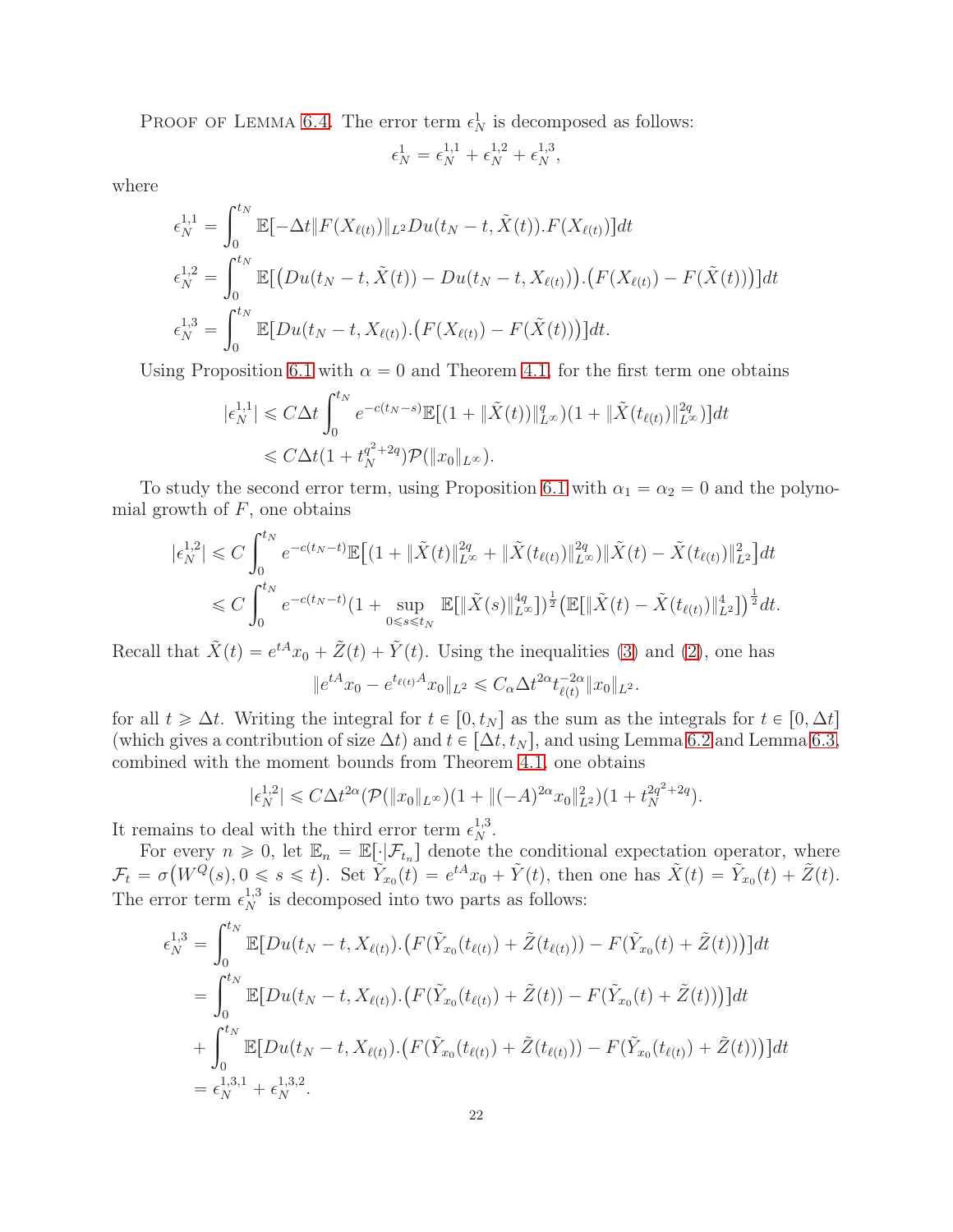Proof of Lemma 6.4. The error term $\epsilon_N^1$ is decomposed as follows:

$$\epsilon_N^1 = \epsilon_N^{1,1} + \epsilon_N^{1,2} + \epsilon_N^{1,3},$$

where

$$\begin{aligned}
\epsilon_N^{1,1} &= \int_0^{t_N} \mathbb{E}[-\Delta t \|F(X_{\ell(t)})\|_{L^2} Du(t_N - t, \tilde{X}(t)).F(X_{\ell(t)})]dt \\
\epsilon_N^{1,2} &= \int_0^{t_N} \mathbb{E}[\big(Du(t_N - t, \tilde{X}(t)) - Du(t_N - t, X_{\ell(t)})\big).\big(F(X_{\ell(t)}) - F(\tilde{X}(t))\big)]dt \\
\epsilon_N^{1,3} &= \int_0^{t_N} \mathbb{E}[Du(t_N - t, X_{\ell(t)}).\big(F(X_{\ell(t)}) - F(\tilde{X}(t))\big)]dt.
\end{aligned}$$

Using Proposition 6.1 with $\alpha = 0$ and Theorem 4.1, for the first term one obtains

$$\begin{aligned}
|\epsilon_N^{1,1}| &\leqslant C\Delta t \int_0^{t_N} e^{-c(t_N - s)} \mathbb{E}[(1 + \|\tilde{X}(t)\|_{L^\infty}^q)(1 + \|\tilde{X}(t_{\ell(t)})\|_{L^\infty}^{2q})]dt \\
&\leqslant C\Delta t (1 + t_N^{q^2+2q}) \mathcal{P}(\|x_0\|_{L^\infty}).
\end{aligned}$$

To study the second error term, using Proposition 6.1 with $\alpha_1 = \alpha_2 = 0$ and the polynomial growth of $F$, one obtains

$$\begin{aligned}
|\epsilon_N^{1,2}| &\leqslant C \int_0^{t_N} e^{-c(t_N - t)} \mathbb{E}\big[(1 + \|\tilde{X}(t)\|_{L^\infty}^{2q} + \|\tilde{X}(t_{\ell(t)})\|_{L^\infty}^{2q})\|\tilde{X}(t) - \tilde{X}(t_{\ell(t)})\|_{L^2}^2\big]dt \\
&\leqslant C \int_0^{t_N} e^{-c(t_N - t)} (1 + \sup_{0 \leqslant s \leqslant t_N} \mathbb{E}[\|\tilde{X}(s)\|_{L^\infty}^{4q}])^{\frac{1}{2}} \big(\mathbb{E}[\|\tilde{X}(t) - \tilde{X}(t_{\ell(t)})\|_{L^2}^4]\big)^{\frac{1}{2}} dt.
\end{aligned}$$

Recall that $\tilde{X}(t) = e^{tA}x_0 + \tilde{Z}(t) + \tilde{Y}(t)$. Using the inequalities (3) and (2), one has

$$\|e^{tA}x_0 - e^{t_{\ell(t)}A}x_0\|_{L^2} \leqslant C_\alpha \Delta t^{2\alpha} t_{\ell(t)}^{-2\alpha} \|x_0\|_{L^2}.$$

for all $t \geqslant \Delta t$. Writing the integral for $t \in [0, t_N]$ as the sum as the integrals for $t \in [0, \Delta t]$ (which gives a contribution of size $\Delta t$) and $t \in [\Delta t, t_N]$, and using Lemma 6.2 and Lemma 6.3, combined with the moment bounds from Theorem 4.1, one obtains

$$|\epsilon_N^{1,2}| \leqslant C\Delta t^{2\alpha} (\mathcal{P}(\|x_0\|_{L^\infty})(1 + \|(-A)^{2\alpha}x_0\|_{L^2}^2)(1 + t_N^{2q^2+2q}).$$

It remains to deal with the third error term $\epsilon_N^{1,3}$.

For every $n \geqslant 0$, let $\mathbb{E}_n = \mathbb{E}[\cdot|\mathcal{F}_{t_n}]$ denote the conditional expectation operator, where $\mathcal{F}_t = \sigma\big(W^Q(s), 0 \leqslant s \leqslant t\big)$. Set $\tilde{Y}_{x_0}(t) = e^{tA}x_0 + \tilde{Y}(t)$, then one has $\tilde{X}(t) = \tilde{Y}_{x_0}(t) + \tilde{Z}(t)$. The error term $\epsilon_N^{1,3}$ is decomposed into two parts as follows:

$$\begin{aligned}
\epsilon_N^{1,3} &= \int_0^{t_N} \mathbb{E}[Du(t_N - t, X_{\ell(t)}).\big(F(\tilde{Y}_{x_0}(t_{\ell(t)}) + \tilde{Z}(t_{\ell(t)})) - F(\tilde{Y}_{x_0}(t) + \tilde{Z}(t))\big)]dt \\
&= \int_0^{t_N} \mathbb{E}[Du(t_N - t, X_{\ell(t)}).\big(F(\tilde{Y}_{x_0}(t_{\ell(t)}) + \tilde{Z}(t)) - F(\tilde{Y}_{x_0}(t) + \tilde{Z}(t))\big)]dt \\
&+ \int_0^{t_N} \mathbb{E}[Du(t_N - t, X_{\ell(t)}).\big(F(\tilde{Y}_{x_0}(t_{\ell(t)}) + \tilde{Z}(t_{\ell(t)})) - F(\tilde{Y}_{x_0}(t_{\ell(t)}) + \tilde{Z}(t))\big)]dt \\
&= \epsilon_N^{1,3,1} + \epsilon_N^{1,3,2}.
\end{aligned}$$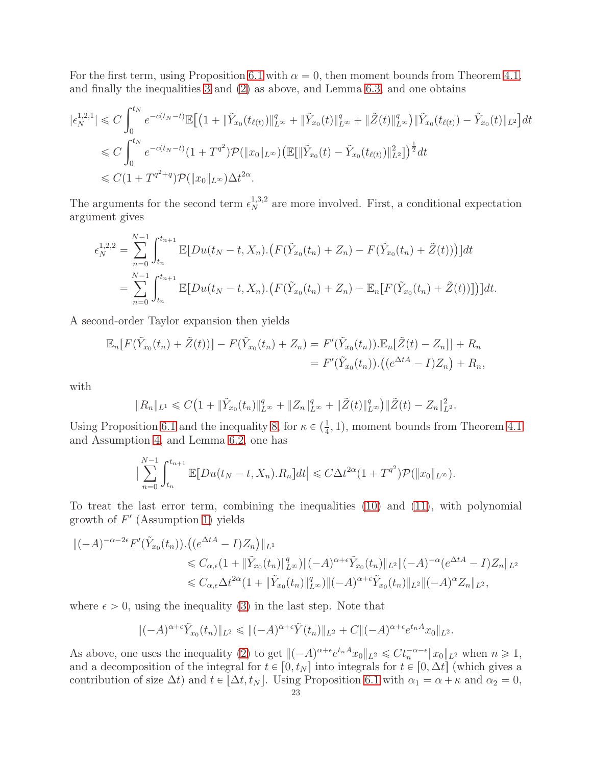For the first term, using Proposition 6.1 with $\alpha = 0$, then moment bounds from Theorem 4.1, and finally the inequalities 3 and (2) as above, and Lemma 6.3, and one obtains

$$
\begin{aligned}
|\epsilon_N^{1,2,1}| &\leqslant C\int_0^{t_N} e^{-c(t_N-t)}\mathbb{E}\big[\big(1+\|\tilde{Y}_{x_0}(t_{\ell(t)})\|_{L^\infty}^q+\|\tilde{Y}_{x_0}(t)\|_{L^\infty}^q+\|\tilde{Z}(t)\|_{L^\infty}^q\big)\|\tilde{Y}_{x_0}(t_{\ell(t)})-\tilde{Y}_{x_0}(t)\|_{L^2}\big]dt\\
&\leqslant C\int_0^{t_N} e^{-c(t_N-t)}(1+T^{q^2})\mathcal{P}(\|x_0\|_{L^\infty})\big(\mathbb{E}[\|\tilde{Y}_{x_0}(t)-\tilde{Y}_{x_0}(t_{\ell(t)})\|_{L^2}^2]\big)^{\frac{1}{2}}dt\\
&\leqslant C(1+T^{q^2+q})\mathcal{P}(\|x_0\|_{L^\infty})\Delta t^{2\alpha}.
\end{aligned}
$$

The arguments for the second term $\epsilon_N^{1,3,2}$ are more involved. First, a conditional expectation argument gives

$$
\begin{aligned}
\epsilon_N^{1,2,2} &= \sum_{n=0}^{N-1}\int_{t_n}^{t_{n+1}}\mathbb{E}[Du(t_N-t,X_n).\big(F(\tilde{Y}_{x_0}(t_n)+Z_n)-F(\tilde{Y}_{x_0}(t_n)+\tilde{Z}(t))\big)]dt\\
&= \sum_{n=0}^{N-1}\int_{t_n}^{t_{n+1}}\mathbb{E}[Du(t_N-t,X_n).\big(F(\tilde{Y}_{x_0}(t_n)+Z_n)-\mathbb{E}_n[F(\tilde{Y}_{x_0}(t_n)+\tilde{Z}(t))]\big)]dt.
\end{aligned}
$$

A second-order Taylor expansion then yields

$$
\begin{aligned}
\mathbb{E}_n[F(\tilde{Y}_{x_0}(t_n)+\tilde{Z}(t))]-F(\tilde{Y}_{x_0}(t_n)+Z_n) &= F'(\tilde{Y}_{x_0}(t_n)).\mathbb{E}_n[\tilde{Z}(t)-Z_n]]+R_n\\
&= F'(\tilde{Y}_{x_0}(t_n)).\big((e^{\Delta tA}-I)Z_n\big)+R_n,
\end{aligned}
$$

with

$$
\|R_n\|_{L^1}\leqslant C\big(1+\|\tilde{Y}_{x_0}(t_n)\|_{L^\infty}^q+\|Z_n\|_{L^\infty}^q+\|\tilde{Z}(t)\|_{L^\infty}^q\big)\|\tilde{Z}(t)-Z_n\|_{L^2}^2.
$$

Using Proposition 6.1 and the inequality 8, for $\kappa\in(\frac{1}{4},1)$, moment bounds from Theorem 4.1 and Assumption 4, and Lemma 6.2, one has

$$
\Big|\sum_{n=0}^{N-1}\int_{t_n}^{t_{n+1}}\mathbb{E}[Du(t_N-t,X_n).R_n]dt\Big|\leqslant C\Delta t^{2\alpha}(1+T^{q^2})\mathcal{P}(\|x_0\|_{L^\infty}).
$$

To treat the last error term, combining the inequalities (10) and (11), with polynomial growth of $F'$ (Assumption 1) yields

$$
\begin{aligned}
\|(-A)^{-\alpha-2\epsilon}&F'(\tilde{Y}_{x_0}(t_n)).\big((e^{\Delta tA}-I)Z_n\big)\|_{L^1}\\
&\leqslant C_{\alpha,\epsilon}(1+\|\tilde{Y}_{x_0}(t_n)\|_{L^\infty}^q)\|(-A)^{\alpha+\epsilon}\tilde{Y}_{x_0}(t_n)\|_{L^2}\|(-A)^{-\alpha}(e^{\Delta tA}-I)Z_n\|_{L^2}\\
&\leqslant C_{\alpha,\epsilon}\Delta t^{2\alpha}(1+\|\tilde{Y}_{x_0}(t_n)\|_{L^\infty}^q)\|(-A)^{\alpha+\epsilon}\tilde{Y}_{x_0}(t_n)\|_{L^2}\|(-A)^{\alpha}Z_n\|_{L^2},
\end{aligned}
$$

where $\epsilon>0$, using the inequality (3) in the last step. Note that

$$
\|(-A)^{\alpha+\epsilon}\tilde{Y}_{x_0}(t_n)\|_{L^2}\leqslant\|(-A)^{\alpha+\epsilon}\tilde{Y}(t_n)\|_{L^2}+C\|(-A)^{\alpha+\epsilon}e^{t_nA}x_0\|_{L^2}.
$$

As above, one uses the inequality (2) to get $\|(-A)^{\alpha+\epsilon}e^{t_nA}x_0\|_{L^2}\leqslant Ct_n^{-\alpha-\epsilon}\|x_0\|_{L^2}$ when $n\geqslant 1$, and a decomposition of the integral for $t\in[0,t_N]$ into integrals for $t\in[0,\Delta t]$ (which gives a contribution of size $\Delta t$) and $t\in[\Delta t,t_N]$. Using Proposition 6.1 with $\alpha_1=\alpha+\kappa$ and $\alpha_2=0$,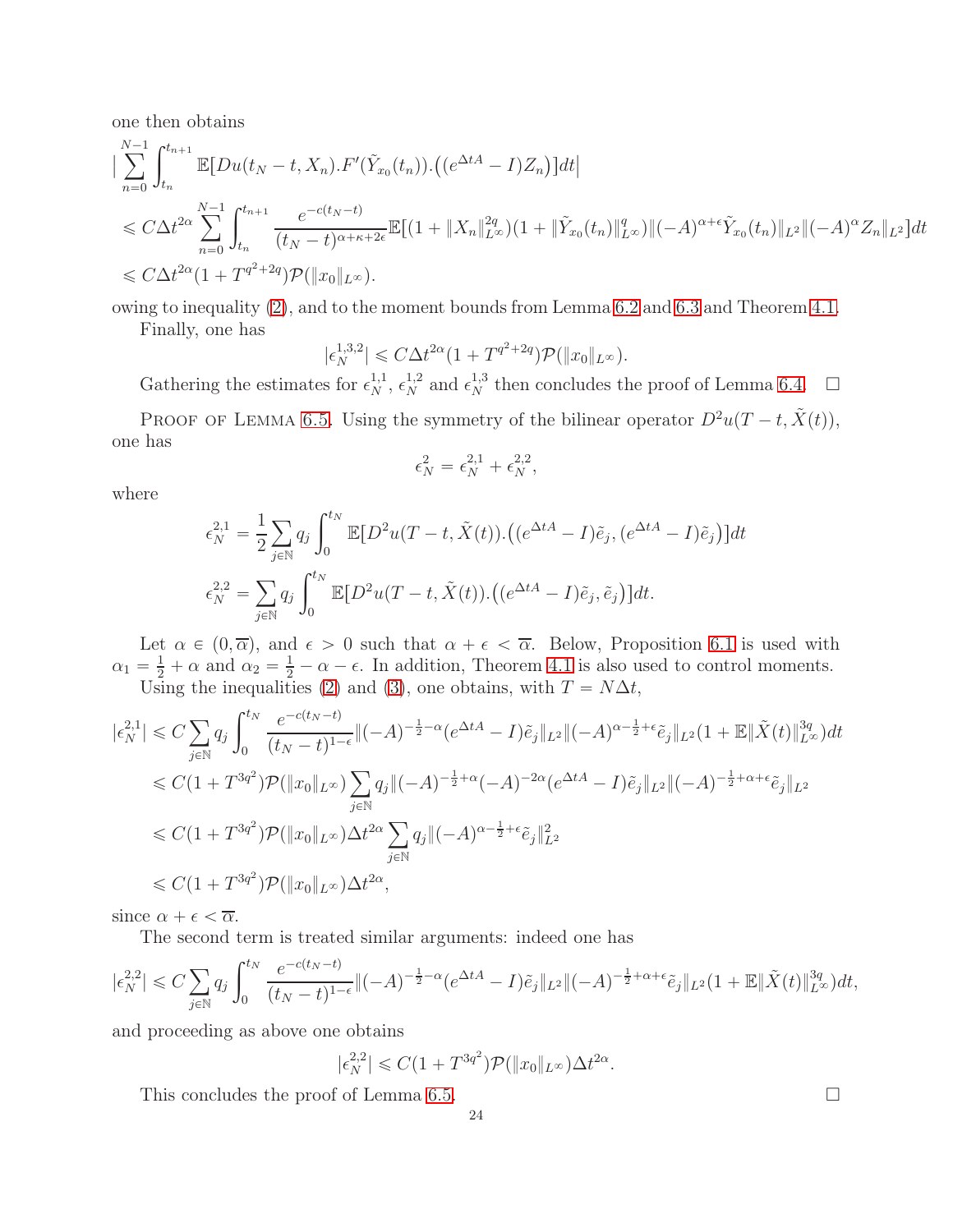one then obtains

$$
\begin{aligned}
&\Big|\sum_{n=0}^{N-1}\int_{t_n}^{t_{n+1}}\mathbb{E}[Du(t_N-t,X_n).F'(\tilde{Y}_{x_0}(t_n)).\big((e^{\Delta tA}-I)Z_n\big)]dt\Big| \\
&\leqslant C\Delta t^{2\alpha}\sum_{n=0}^{N-1}\int_{t_n}^{t_{n+1}}\frac{e^{-c(t_N-t)}}{(t_N-t)^{\alpha+\kappa+2\epsilon}}\mathbb{E}\big[(1+\|X_n\|_{L^\infty}^{2q})(1+\|\tilde{Y}_{x_0}(t_n)\|_{L^\infty}^{q})\|(-A)^{\alpha+\epsilon}\tilde{Y}_{x_0}(t_n)\|_{L^2}\|(-A)^{\alpha}Z_n\|_{L^2}\big]dt \\
&\leqslant C\Delta t^{2\alpha}(1+T^{q^2+2q})\mathcal{P}(\|x_0\|_{L^\infty}).
\end{aligned}
$$

owing to inequality (2), and to the moment bounds from Lemma 6.2 and 6.3 and Theorem 4.1.

Finally, one has

$$
|\epsilon_N^{1,3,2}|\leqslant C\Delta t^{2\alpha}(1+T^{q^2+2q})\mathcal{P}(\|x_0\|_{L^\infty}).
$$

Gathering the estimates for $\epsilon_N^{1,1}$, $\epsilon_N^{1,2}$ and $\epsilon_N^{1,3}$ then concludes the proof of Lemma 6.4. $\square$

Proof of Lemma 6.5. Using the symmetry of the bilinear operator $D^2u(T-t,\tilde{X}(t))$, one has

$$
\epsilon_N^2=\epsilon_N^{2,1}+\epsilon_N^{2,2},
$$

where

$$
\begin{aligned}
\epsilon_N^{2,1}&=\frac{1}{2}\sum_{j\in\mathbb{N}}q_j\int_0^{t_N}\mathbb{E}[D^2u(T-t,\tilde{X}(t)).\big((e^{\Delta tA}-I)\tilde{e}_j,(e^{\Delta tA}-I)\tilde{e}_j\big)]dt \\
\epsilon_N^{2,2}&=\sum_{j\in\mathbb{N}}q_j\int_0^{t_N}\mathbb{E}[D^2u(T-t,\tilde{X}(t)).\big((e^{\Delta tA}-I)\tilde{e}_j,\tilde{e}_j\big)]dt.
\end{aligned}
$$

Let $\alpha\in(0,\overline{\alpha})$, and $\epsilon>0$ such that $\alpha+\epsilon<\overline{\alpha}$. Below, Proposition 6.1 is used with $\alpha_1=\frac{1}{2}+\alpha$ and $\alpha_2=\frac{1}{2}-\alpha-\epsilon$. In addition, Theorem 4.1 is also used to control moments.

Using the inequalities (2) and (3), one obtains, with $T=N\Delta t$,

$$
\begin{aligned}
|\epsilon_N^{2,1}|&\leqslant C\sum_{j\in\mathbb{N}}q_j\int_0^{t_N}\frac{e^{-c(t_N-t)}}{(t_N-t)^{1-\epsilon}}\|(-A)^{-\frac{1}{2}-\alpha}(e^{\Delta tA}-I)\tilde{e}_j\|_{L^2}\|(-A)^{\alpha-\frac{1}{2}+\epsilon}\tilde{e}_j\|_{L^2}(1+\mathbb{E}\|\tilde{X}(t)\|_{L^\infty}^{3q})dt \\
&\leqslant C(1+T^{3q^2})\mathcal{P}(\|x_0\|_{L^\infty})\sum_{j\in\mathbb{N}}q_j\|(-A)^{-\frac{1}{2}+\alpha}(-A)^{-2\alpha}(e^{\Delta tA}-I)\tilde{e}_j\|_{L^2}\|(-A)^{-\frac{1}{2}+\alpha+\epsilon}\tilde{e}_j\|_{L^2} \\
&\leqslant C(1+T^{3q^2})\mathcal{P}(\|x_0\|_{L^\infty})\Delta t^{2\alpha}\sum_{j\in\mathbb{N}}q_j\|(-A)^{\alpha-\frac{1}{2}+\epsilon}\tilde{e}_j\|_{L^2}^2 \\
&\leqslant C(1+T^{3q^2})\mathcal{P}(\|x_0\|_{L^\infty})\Delta t^{2\alpha},
\end{aligned}
$$

since $\alpha+\epsilon<\overline{\alpha}$.

The second term is treated similar arguments: indeed one has

$$
|\epsilon_N^{2,2}|\leqslant C\sum_{j\in\mathbb{N}}q_j\int_0^{t_N}\frac{e^{-c(t_N-t)}}{(t_N-t)^{1-\epsilon}}\|(-A)^{-\frac{1}{2}-\alpha}(e^{\Delta tA}-I)\tilde{e}_j\|_{L^2}\|(-A)^{-\frac{1}{2}+\alpha+\epsilon}\tilde{e}_j\|_{L^2}(1+\mathbb{E}\|\tilde{X}(t)\|_{L^\infty}^{3q})dt,
$$

and proceeding as above one obtains

$$
|\epsilon_N^{2,2}|\leqslant C(1+T^{3q^2})\mathcal{P}(\|x_0\|_{L^\infty})\Delta t^{2\alpha}.
$$

This concludes the proof of Lemma 6.5. $\square$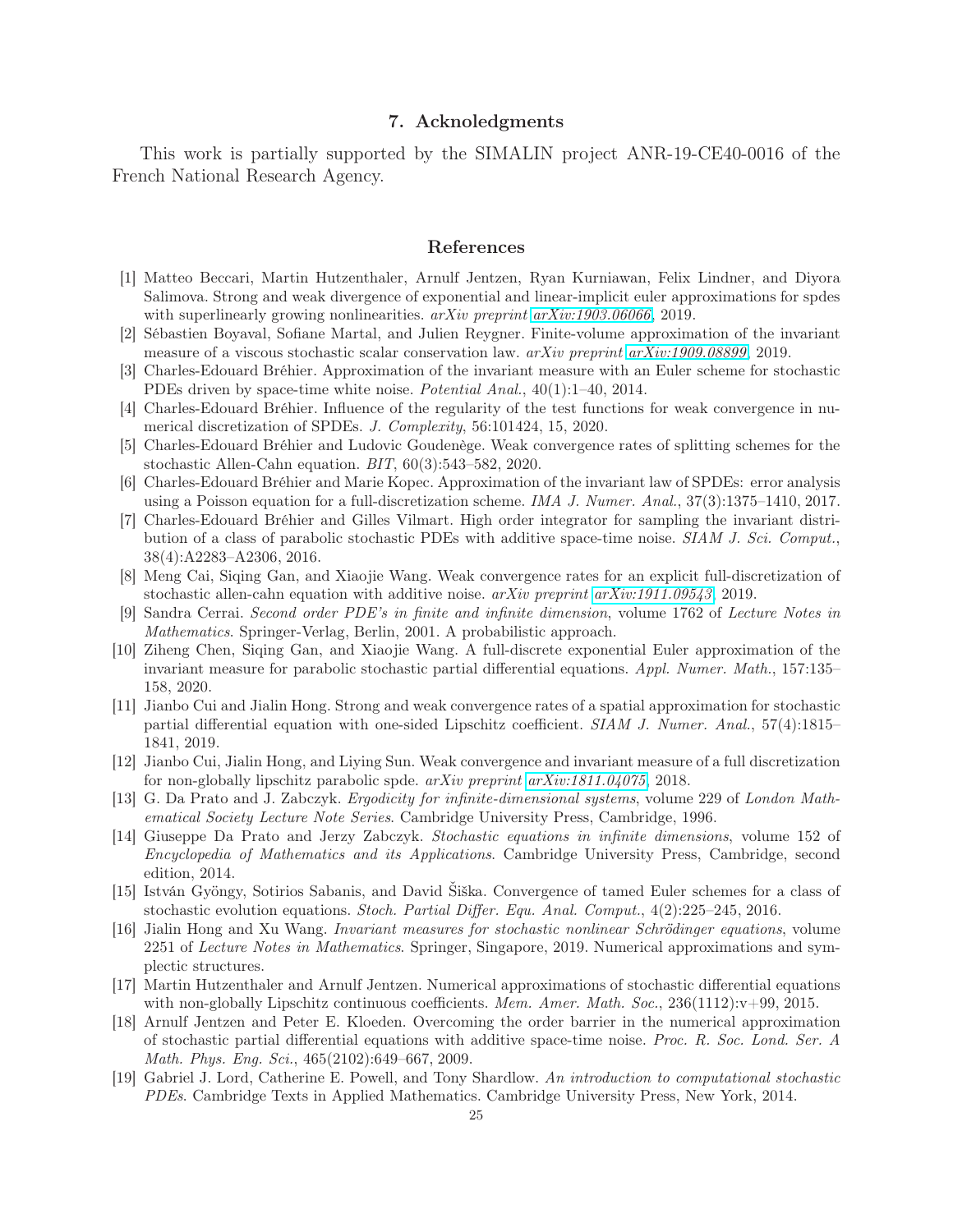## 7. Acknoledgments

This work is partially supported by the SIMALIN project ANR-19-CE40-0016 of the French National Research Agency.

## References

[1] Matteo Beccari, Martin Hutzenthaler, Arnulf Jentzen, Ryan Kurniawan, Felix Lindner, and Diyora Salimova. Strong and weak divergence of exponential and linear-implicit euler approximations for spdes with superlinearly growing nonlinearities. *arXiv preprint arXiv:1903.06066*, 2019.

[2] Sébastien Boyaval, Sofiane Martal, and Julien Reygner. Finite-volume approximation of the invariant measure of a viscous stochastic scalar conservation law. *arXiv preprint arXiv:1909.08899*, 2019.

[3] Charles-Edouard Bréhier. Approximation of the invariant measure with an Euler scheme for stochastic PDEs driven by space-time white noise. *Potential Anal.*, 40(1):1–40, 2014.

[4] Charles-Edouard Bréhier. Influence of the regularity of the test functions for weak convergence in numerical discretization of SPDEs. *J. Complexity*, 56:101424, 15, 2020.

[5] Charles-Edouard Bréhier and Ludovic Goudenège. Weak convergence rates of splitting schemes for the stochastic Allen-Cahn equation. *BIT*, 60(3):543–582, 2020.

[6] Charles-Edouard Bréhier and Marie Kopec. Approximation of the invariant law of SPDEs: error analysis using a Poisson equation for a full-discretization scheme. *IMA J. Numer. Anal.*, 37(3):1375–1410, 2017.

[7] Charles-Edouard Bréhier and Gilles Vilmart. High order integrator for sampling the invariant distribution of a class of parabolic stochastic PDEs with additive space-time noise. *SIAM J. Sci. Comput.*, 38(4):A2283–A2306, 2016.

[8] Meng Cai, Siqing Gan, and Xiaojie Wang. Weak convergence rates for an explicit full-discretization of stochastic allen-cahn equation with additive noise. *arXiv preprint arXiv:1911.09543*, 2019.

[9] Sandra Cerrai. *Second order PDE's in finite and infinite dimension*, volume 1762 of *Lecture Notes in Mathematics*. Springer-Verlag, Berlin, 2001. A probabilistic approach.

[10] Ziheng Chen, Siqing Gan, and Xiaojie Wang. A full-discrete exponential Euler approximation of the invariant measure for parabolic stochastic partial differential equations. *Appl. Numer. Math.*, 157:135–158, 2020.

[11] Jianbo Cui and Jialin Hong. Strong and weak convergence rates of a spatial approximation for stochastic partial differential equation with one-sided Lipschitz coefficient. *SIAM J. Numer. Anal.*, 57(4):1815–1841, 2019.

[12] Jianbo Cui, Jialin Hong, and Liying Sun. Weak convergence and invariant measure of a full discretization for non-globally lipschitz parabolic spde. *arXiv preprint arXiv:1811.04075*, 2018.

[13] G. Da Prato and J. Zabczyk. *Ergodicity for infinite-dimensional systems*, volume 229 of *London Mathematical Society Lecture Note Series*. Cambridge University Press, Cambridge, 1996.

[14] Giuseppe Da Prato and Jerzy Zabczyk. *Stochastic equations in infinite dimensions*, volume 152 of *Encyclopedia of Mathematics and its Applications*. Cambridge University Press, Cambridge, second edition, 2014.

[15] István Gyöngy, Sotirios Sabanis, and David Šiška. Convergence of tamed Euler schemes for a class of stochastic evolution equations. *Stoch. Partial Differ. Equ. Anal. Comput.*, 4(2):225–245, 2016.

[16] Jialin Hong and Xu Wang. *Invariant measures for stochastic nonlinear Schrödinger equations*, volume 2251 of *Lecture Notes in Mathematics*. Springer, Singapore, 2019. Numerical approximations and symplectic structures.

[17] Martin Hutzenthaler and Arnulf Jentzen. Numerical approximations of stochastic differential equations with non-globally Lipschitz continuous coefficients. *Mem. Amer. Math. Soc.*, 236(1112):v+99, 2015.

[18] Arnulf Jentzen and Peter E. Kloeden. Overcoming the order barrier in the numerical approximation of stochastic partial differential equations with additive space-time noise. *Proc. R. Soc. Lond. Ser. A Math. Phys. Eng. Sci.*, 465(2102):649–667, 2009.

[19] Gabriel J. Lord, Catherine E. Powell, and Tony Shardlow. *An introduction to computational stochastic PDEs*. Cambridge Texts in Applied Mathematics. Cambridge University Press, New York, 2014.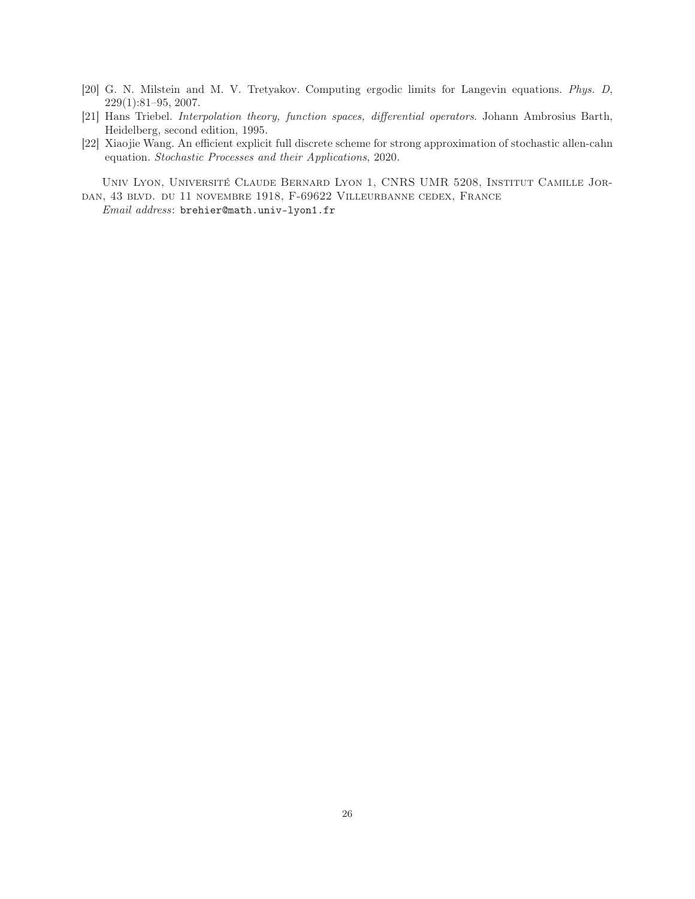[20] G. N. Milstein and M. V. Tretyakov. Computing ergodic limits for Langevin equations. *Phys. D*, 229(1):81–95, 2007.

[21] Hans Triebel. *Interpolation theory, function spaces, differential operators*. Johann Ambrosius Barth, Heidelberg, second edition, 1995.

[22] Xiaojie Wang. An efficient explicit full discrete scheme for strong approximation of stochastic allen-cahn equation. *Stochastic Processes and their Applications*, 2020.

Univ Lyon, Université Claude Bernard Lyon 1, CNRS UMR 5208, Institut Camille Jordan, 43 blvd. du 11 novembre 1918, F-69622 Villeurbanne cedex, France

*Email address*: brehier@math.univ-lyon1.fr